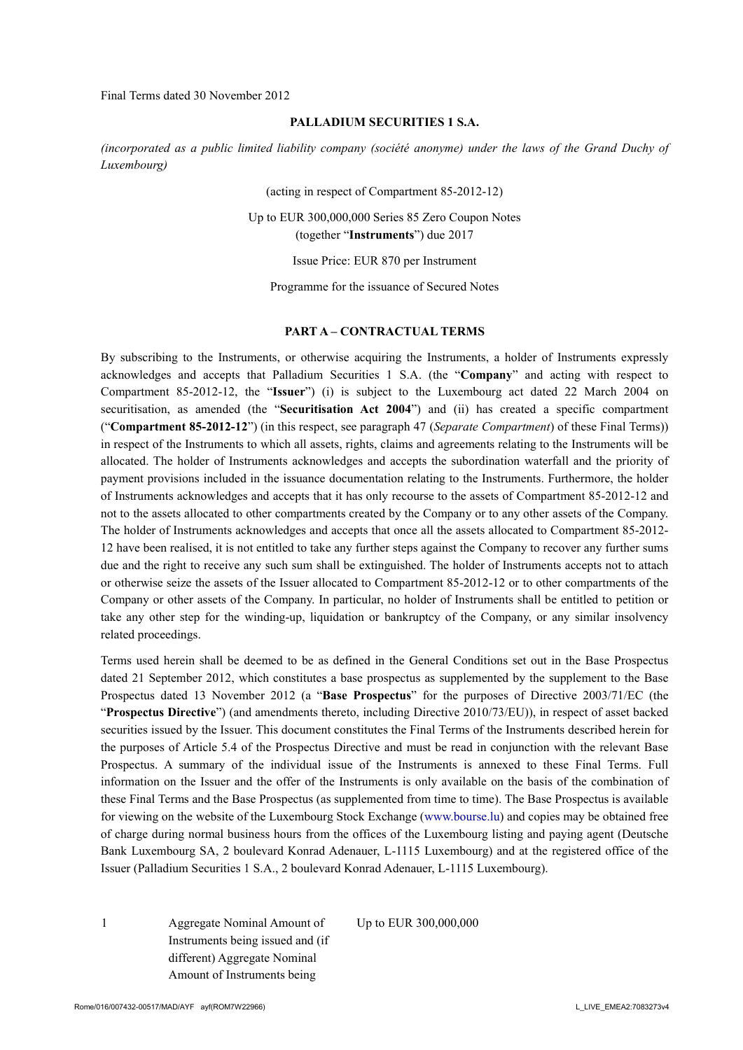Final Terms dated 30 November 2012

**PALLADIUM SECURITIES 1 S.A.**

*(incorporated as a public limited liability company (société anonyme) under the laws of the Grand Duchy of Luxembourg)*

(acting in respect of Compartment 85-2012-12)

Up to EUR 300,000,000 Series 85 Zero Coupon Notes
(together "**Instruments**") due 2017

Issue Price: EUR 870 per Instrument

Programme for the issuance of Secured Notes

## PART A – CONTRACTUAL TERMS

By subscribing to the Instruments, or otherwise acquiring the Instruments, a holder of Instruments expressly acknowledges and accepts that Palladium Securities 1 S.A. (the "**Company**" and acting with respect to Compartment 85-2012-12, the "**Issuer**") (i) is subject to the Luxembourg act dated 22 March 2004 on securitisation, as amended (the "**Securitisation Act 2004**") and (ii) has created a specific compartment ("**Compartment 85-2012-12**") (in this respect, see paragraph 47 (*Separate Compartment*) of these Final Terms)) in respect of the Instruments to which all assets, rights, claims and agreements relating to the Instruments will be allocated. The holder of Instruments acknowledges and accepts the subordination waterfall and the priority of payment provisions included in the issuance documentation relating to the Instruments. Furthermore, the holder of Instruments acknowledges and accepts that it has only recourse to the assets of Compartment 85-2012-12 and not to the assets allocated to other compartments created by the Company or to any other assets of the Company. The holder of Instruments acknowledges and accepts that once all the assets allocated to Compartment 85-2012-12 have been realised, it is not entitled to take any further steps against the Company to recover any further sums due and the right to receive any such sum shall be extinguished. The holder of Instruments accepts not to attach or otherwise seize the assets of the Issuer allocated to Compartment 85-2012-12 or to other compartments of the Company or other assets of the Company. In particular, no holder of Instruments shall be entitled to petition or take any other step for the winding-up, liquidation or bankruptcy of the Company, or any similar insolvency related proceedings.

Terms used herein shall be deemed to be as defined in the General Conditions set out in the Base Prospectus dated 21 September 2012, which constitutes a base prospectus as supplemented by the supplement to the Base Prospectus dated 13 November 2012 (a "**Base Prospectus**" for the purposes of Directive 2003/71/EC (the "**Prospectus Directive**") (and amendments thereto, including Directive 2010/73/EU)), in respect of asset backed securities issued by the Issuer. This document constitutes the Final Terms of the Instruments described herein for the purposes of Article 5.4 of the Prospectus Directive and must be read in conjunction with the relevant Base Prospectus. A summary of the individual issue of the Instruments is annexed to these Final Terms. Full information on the Issuer and the offer of the Instruments is only available on the basis of the combination of these Final Terms and the Base Prospectus (as supplemented from time to time). The Base Prospectus is available for viewing on the website of the Luxembourg Stock Exchange (www.bourse.lu) and copies may be obtained free of charge during normal business hours from the offices of the Luxembourg listing and paying agent (Deutsche Bank Luxembourg SA, 2 boulevard Konrad Adenauer, L-1115 Luxembourg) and at the registered office of the Issuer (Palladium Securities 1 S.A., 2 boulevard Konrad Adenauer, L-1115 Luxembourg).

| | | |
|---|---|---|
| 1 | Aggregate Nominal Amount of Instruments being issued and (if different) Aggregate Nominal Amount of Instruments being | Up to EUR 300,000,000 |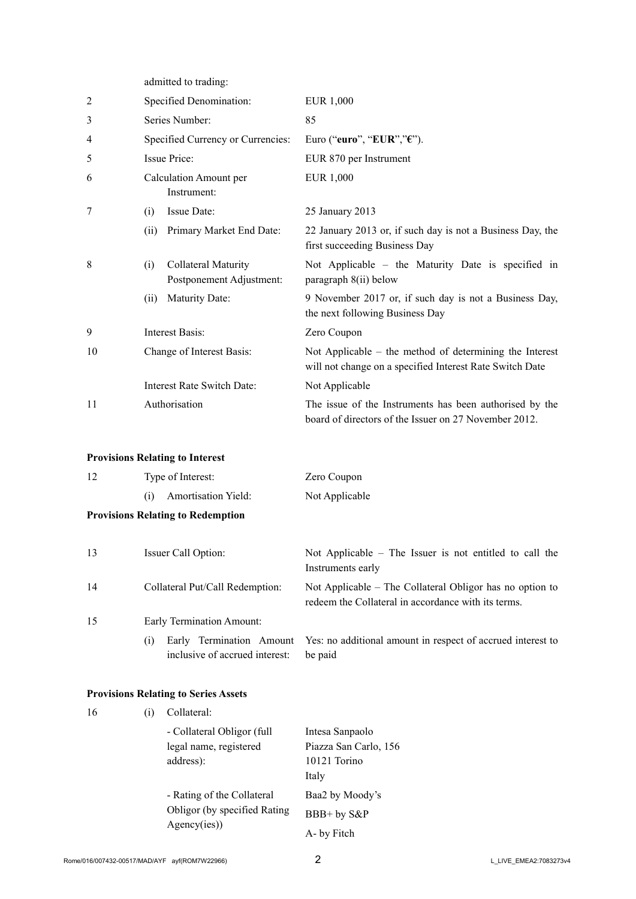| | | | |
|---|---|---|---|
| | | admitted to trading: | |
| 2 | | Specified Denomination: | EUR 1,000 |
| 3 | | Series Number: | 85 |
| 4 | | Specified Currency or Currencies: | Euro ("**euro**", "**EUR**","**€**"). |
| 5 | | Issue Price: | EUR 870 per Instrument |
| 6 | | Calculation Amount per Instrument: | EUR 1,000 |
| 7 | (i) | Issue Date: | 25 January 2013 |
| | (ii) | Primary Market End Date: | 22 January 2013 or, if such day is not a Business Day, the first succeeding Business Day |
| 8 | (i) | Collateral Maturity Postponement Adjustment: | Not Applicable – the Maturity Date is specified in paragraph 8(ii) below |
| | (ii) | Maturity Date: | 9 November 2017 or, if such day is not a Business Day, the next following Business Day |
| 9 | | Interest Basis: | Zero Coupon |
| 10 | | Change of Interest Basis: | Not Applicable – the method of determining the Interest will not change on a specified Interest Rate Switch Date |
| | | Interest Rate Switch Date: | Not Applicable |
| 11 | | Authorisation | The issue of the Instruments has been authorised by the board of directors of the Issuer on 27 November 2012. |

**Provisions Relating to Interest**

| | | | |
|---|---|---|---|
| 12 | | Type of Interest: | Zero Coupon |
| | (i) | Amortisation Yield: | Not Applicable |

**Provisions Relating to Redemption**

| | | | |
|---|---|---|---|
| 13 | | Issuer Call Option: | Not Applicable – The Issuer is not entitled to call the Instruments early |
| 14 | | Collateral Put/Call Redemption: | Not Applicable – The Collateral Obligor has no option to redeem the Collateral in accordance with its terms. |
| 15 | | Early Termination Amount: | |
| | (i) | Early Termination Amount inclusive of accrued interest: | Yes: no additional amount in respect of accrued interest to be paid |

**Provisions Relating to Series Assets**

| | | | |
|---|---|---|---|
| 16 | (i) | Collateral: | |
| | | - Collateral Obligor (full legal name, registered address): | Intesa Sanpaolo<br>Piazza San Carlo, 156<br>10121 Torino<br>Italy |
| | | - Rating of the Collateral Obligor (by specified Rating Agency(ies)) | Baa2 by Moody's<br>BBB+ by S&P<br>A- by Fitch |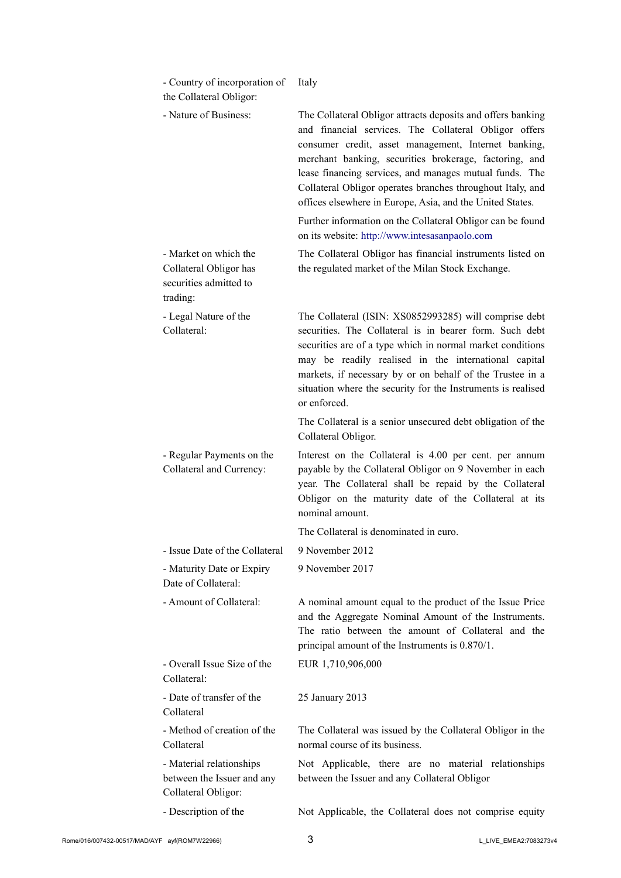| | |
|---|---|
| - Country of incorporation of the Collateral Obligor: | Italy |
| - Nature of Business: | The Collateral Obligor attracts deposits and offers banking and financial services. The Collateral Obligor offers consumer credit, asset management, Internet banking, merchant banking, securities brokerage, factoring, and lease financing services, and manages mutual funds. The Collateral Obligor operates branches throughout Italy, and offices elsewhere in Europe, Asia, and the United States.<br><br>Further information on the Collateral Obligor can be found on its website: http://www.intesasanpaolo.com |
| - Market on which the Collateral Obligor has securities admitted to trading: | The Collateral Obligor has financial instruments listed on the regulated market of the Milan Stock Exchange. |
| - Legal Nature of the Collateral: | The Collateral (ISIN: XS0852993285) will comprise debt securities. The Collateral is in bearer form. Such debt securities are of a type which in normal market conditions may be readily realised in the international capital markets, if necessary by or on behalf of the Trustee in a situation where the security for the Instruments is realised or enforced.<br><br>The Collateral is a senior unsecured debt obligation of the Collateral Obligor. |
| - Regular Payments on the Collateral and Currency: | Interest on the Collateral is 4.00 per cent. per annum payable by the Collateral Obligor on 9 November in each year. The Collateral shall be repaid by the Collateral Obligor on the maturity date of the Collateral at its nominal amount.<br><br>The Collateral is denominated in euro. |
| - Issue Date of the Collateral | 9 November 2012 |
| - Maturity Date or Expiry Date of Collateral: | 9 November 2017 |
| - Amount of Collateral: | A nominal amount equal to the product of the Issue Price and the Aggregate Nominal Amount of the Instruments. The ratio between the amount of Collateral and the principal amount of the Instruments is 0.870/1. |
| - Overall Issue Size of the Collateral: | EUR 1,710,906,000 |
| - Date of transfer of the Collateral | 25 January 2013 |
| - Method of creation of the Collateral | The Collateral was issued by the Collateral Obligor in the normal course of its business. |
| - Material relationships between the Issuer and any Collateral Obligor: | Not Applicable, there are no material relationships between the Issuer and any Collateral Obligor |
| - Description of the | Not Applicable, the Collateral does not comprise equity |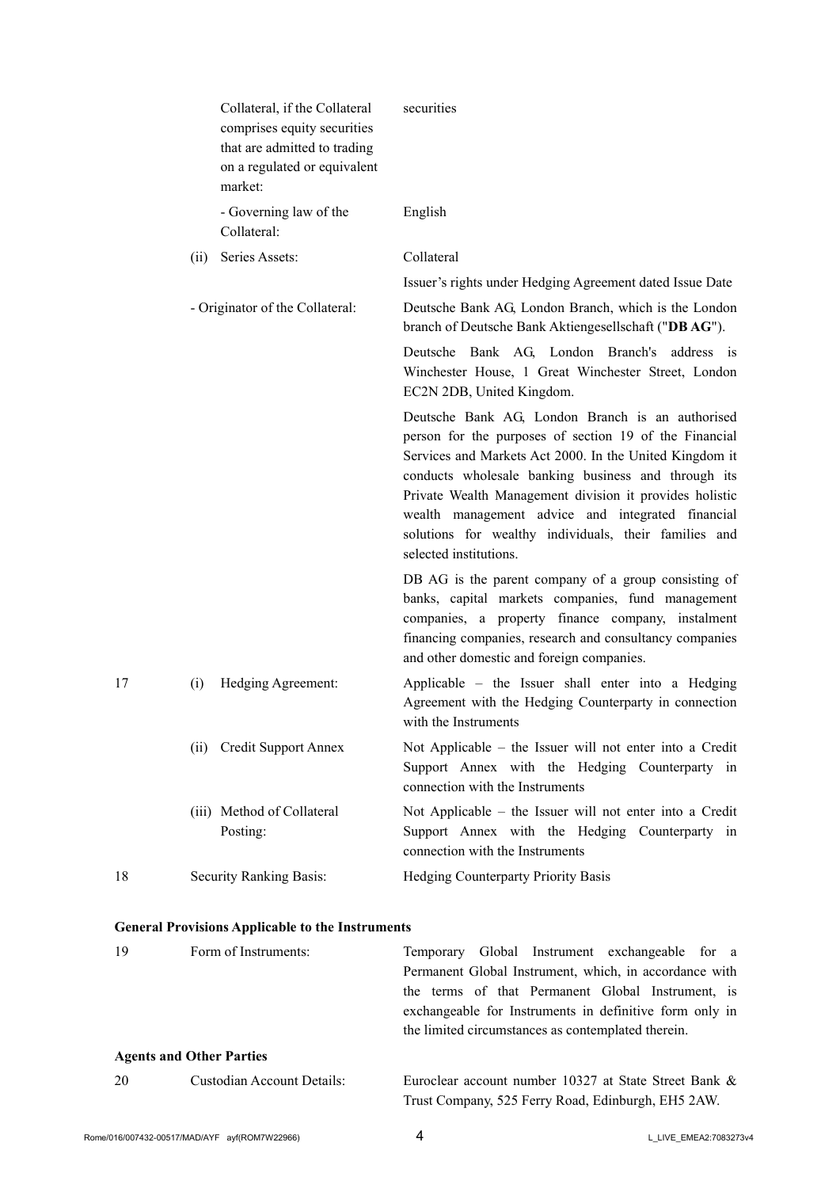| | | |
|---|---|---|
| | Collateral, if the Collateral comprises equity securities that are admitted to trading on a regulated or equivalent market: | securities |
| | - Governing law of the Collateral: | English |
| | (ii) Series Assets: | Collateral<br>Issuer's rights under Hedging Agreement dated Issue Date |
| | - Originator of the Collateral: | Deutsche Bank AG, London Branch, which is the London branch of Deutsche Bank Aktiengesellschaft ("**DB AG**").<br>Deutsche Bank AG, London Branch's address is Winchester House, 1 Great Winchester Street, London EC2N 2DB, United Kingdom.<br>Deutsche Bank AG, London Branch is an authorised person for the purposes of section 19 of the Financial Services and Markets Act 2000. In the United Kingdom it conducts wholesale banking business and through its Private Wealth Management division it provides holistic wealth management advice and integrated financial solutions for wealthy individuals, their families and selected institutions.<br>DB AG is the parent company of a group consisting of banks, capital markets companies, fund management companies, a property finance company, instalment financing companies, research and consultancy companies and other domestic and foreign companies. |
| 17 | (i) Hedging Agreement: | Applicable – the Issuer shall enter into a Hedging Agreement with the Hedging Counterparty in connection with the Instruments |
| | (ii) Credit Support Annex | Not Applicable – the Issuer will not enter into a Credit Support Annex with the Hedging Counterparty in connection with the Instruments |
| | (iii) Method of Collateral Posting: | Not Applicable – the Issuer will not enter into a Credit Support Annex with the Hedging Counterparty in connection with the Instruments |
| 18 | Security Ranking Basis: | Hedging Counterparty Priority Basis |

**General Provisions Applicable to the Instruments**

| | | |
|---|---|---|
| 19 | Form of Instruments: | Temporary Global Instrument exchangeable for a Permanent Global Instrument, which, in accordance with the terms of that Permanent Global Instrument, is exchangeable for Instruments in definitive form only in the limited circumstances as contemplated therein. |

**Agents and Other Parties**

| | | |
|---|---|---|
| 20 | Custodian Account Details: | Euroclear account number 10327 at State Street Bank & Trust Company, 525 Ferry Road, Edinburgh, EH5 2AW. |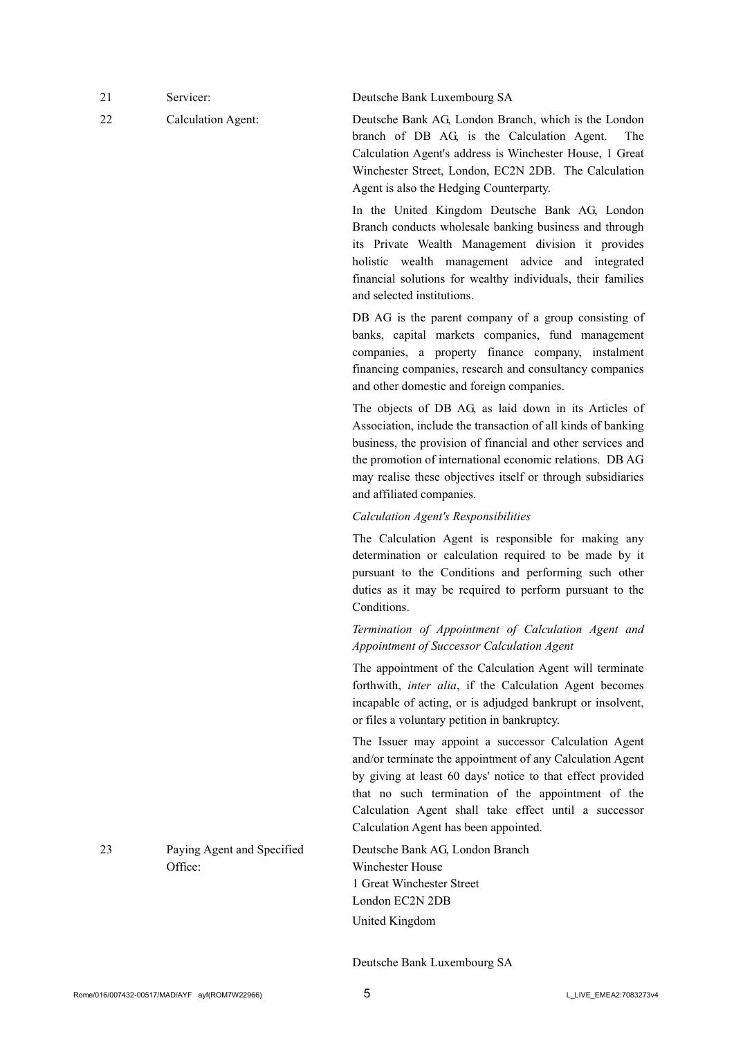| | | |
|---|---|---|
| 21 | Servicer: | Deutsche Bank Luxembourg SA |
| 22 | Calculation Agent: | Deutsche Bank AG, London Branch, which is the London branch of DB AG, is the Calculation Agent. The Calculation Agent's address is Winchester House, 1 Great Winchester Street, London, EC2N 2DB. The Calculation Agent is also the Hedging Counterparty.<br><br>In the United Kingdom Deutsche Bank AG, London Branch conducts wholesale banking business and through its Private Wealth Management division it provides holistic wealth management advice and integrated financial solutions for wealthy individuals, their families and selected institutions.<br><br>DB AG is the parent company of a group consisting of banks, capital markets companies, fund management companies, a property finance company, instalment financing companies, research and consultancy companies and other domestic and foreign companies.<br><br>The objects of DB AG, as laid down in its Articles of Association, include the transaction of all kinds of banking business, the provision of financial and other services and the promotion of international economic relations. DB AG may realise these objectives itself or through subsidiaries and affiliated companies.<br><br>*Calculation Agent's Responsibilities*<br><br>The Calculation Agent is responsible for making any determination or calculation required to be made by it pursuant to the Conditions and performing such other duties as it may be required to perform pursuant to the Conditions.<br><br>*Termination of Appointment of Calculation Agent and Appointment of Successor Calculation Agent*<br><br>The appointment of the Calculation Agent will terminate forthwith, *inter alia*, if the Calculation Agent becomes incapable of acting, or is adjudged bankrupt or insolvent, or files a voluntary petition in bankruptcy.<br><br>The Issuer may appoint a successor Calculation Agent and/or terminate the appointment of any Calculation Agent by giving at least 60 days' notice to that effect provided that no such termination of the appointment of the Calculation Agent shall take effect until a successor Calculation Agent has been appointed. |
| 23 | Paying Agent and Specified Office: | Deutsche Bank AG, London Branch<br>Winchester House<br>1 Great Winchester Street<br>London EC2N 2DB<br>United Kingdom<br><br>Deutsche Bank Luxembourg SA |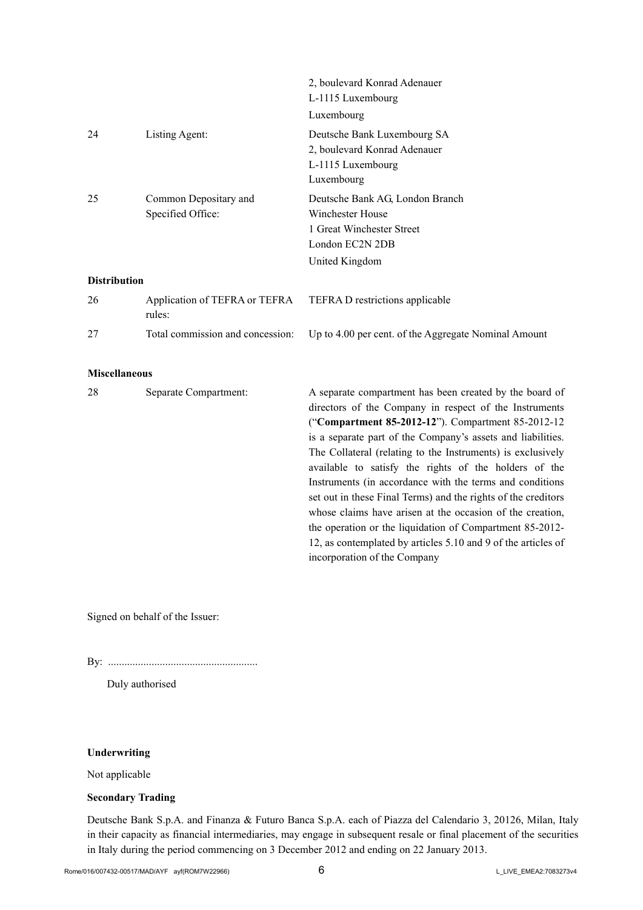| | | |
|---|---|---|
| | | 2, boulevard Konrad Adenauer<br>L-1115 Luxembourg<br>Luxembourg |
| 24 | Listing Agent: | Deutsche Bank Luxembourg SA<br>2, boulevard Konrad Adenauer<br>L-1115 Luxembourg<br>Luxembourg |
| 25 | Common Depositary and Specified Office: | Deutsche Bank AG, London Branch<br>Winchester House<br>1 Great Winchester Street<br>London EC2N 2DB<br>United Kingdom |

**Distribution**

| | | |
|---|---|---|
| 26 | Application of TEFRA or TEFRA rules: | TEFRA D restrictions applicable |
| 27 | Total commission and concession: | Up to 4.00 per cent. of the Aggregate Nominal Amount |

**Miscellaneous**

| | | |
|---|---|---|
| 28 | Separate Compartment: | A separate compartment has been created by the board of directors of the Company in respect of the Instruments ("**Compartment 85-2012-12**"). Compartment 85-2012-12 is a separate part of the Company's assets and liabilities. The Collateral (relating to the Instruments) is exclusively available to satisfy the rights of the holders of the Instruments (in accordance with the terms and conditions set out in these Final Terms) and the rights of the creditors whose claims have arisen at the occasion of the creation, the operation or the liquidation of Compartment 85-2012-12, as contemplated by articles 5.10 and 9 of the articles of incorporation of the Company |

Signed on behalf of the Issuer:

By: ......................................................

Duly authorised

**Underwriting**

Not applicable

**Secondary Trading**

Deutsche Bank S.p.A. and Finanza & Futuro Banca S.p.A. each of Piazza del Calendario 3, 20126, Milan, Italy in their capacity as financial intermediaries, may engage in subsequent resale or final placement of the securities in Italy during the period commencing on 3 December 2012 and ending on 22 January 2013.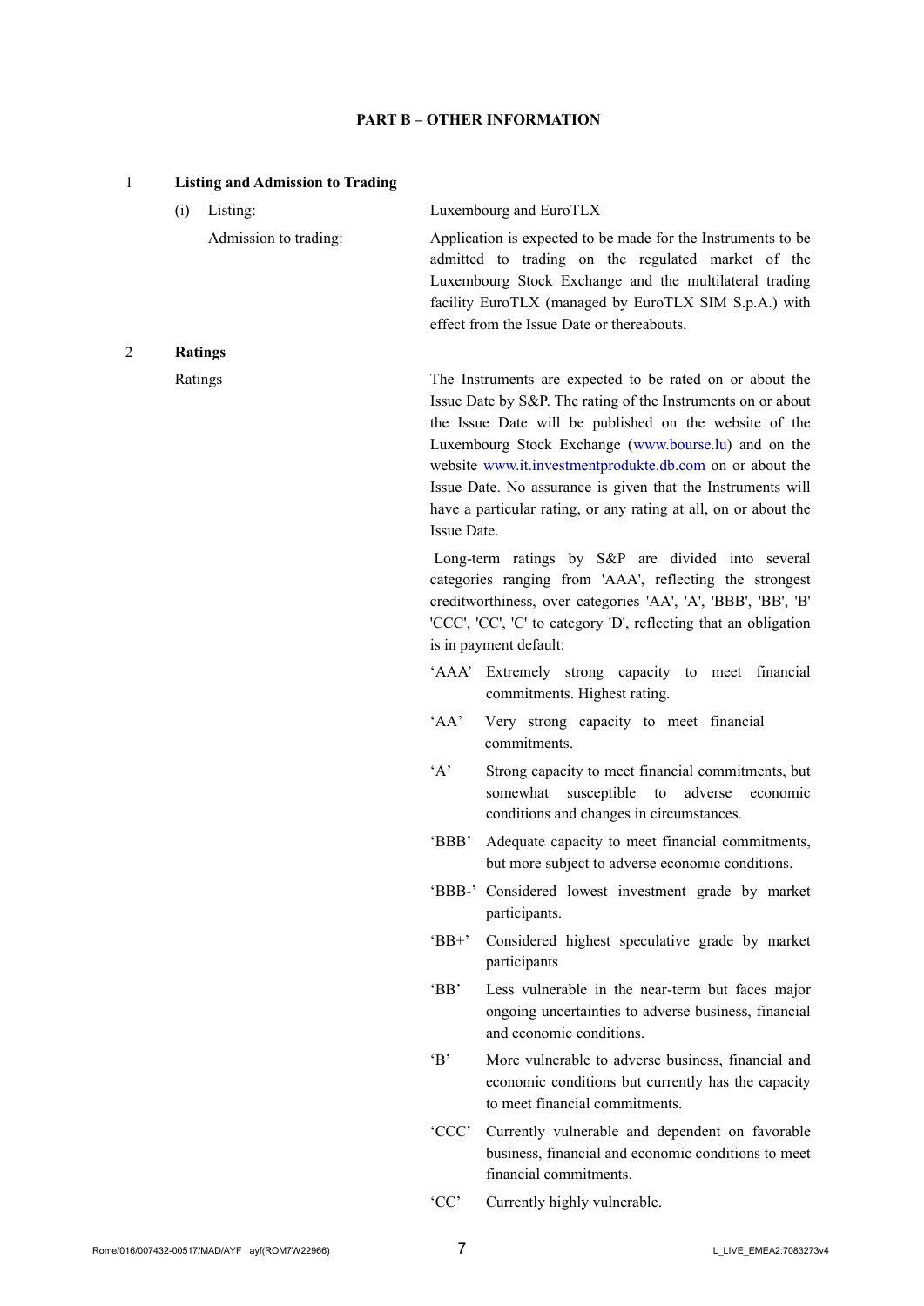## PART B – OTHER INFORMATION

**1 Listing and Admission to Trading**

(i) Listing: Luxembourg and EuroTLX

Admission to trading: Application is expected to be made for the Instruments to be admitted to trading on the regulated market of the Luxembourg Stock Exchange and the multilateral trading facility EuroTLX (managed by EuroTLX SIM S.p.A.) with effect from the Issue Date or thereabouts.

**2 Ratings**

Ratings: The Instruments are expected to be rated on or about the Issue Date by S&P. The rating of the Instruments on or about the Issue Date will be published on the website of the Luxembourg Stock Exchange (www.bourse.lu) and on the website www.it.investmentprodukte.db.com on or about the Issue Date. No assurance is given that the Instruments will have a particular rating, or any rating at all, on or about the Issue Date.

Long-term ratings by S&P are divided into several categories ranging from 'AAA', reflecting the strongest creditworthiness, over categories 'AA', 'A', 'BBB', 'BB', 'B' 'CCC', 'CC', 'C' to category 'D', reflecting that an obligation is in payment default:

- 'AAA' Extremely strong capacity to meet financial commitments. Highest rating.
- 'AA' Very strong capacity to meet financial commitments.
- 'A' Strong capacity to meet financial commitments, but somewhat susceptible to adverse economic conditions and changes in circumstances.
- 'BBB' Adequate capacity to meet financial commitments, but more subject to adverse economic conditions.
- 'BBB-' Considered lowest investment grade by market participants.
- 'BB+' Considered highest speculative grade by market participants
- 'BB' Less vulnerable in the near-term but faces major ongoing uncertainties to adverse business, financial and economic conditions.
- 'B' More vulnerable to adverse business, financial and economic conditions but currently has the capacity to meet financial commitments.
- 'CCC' Currently vulnerable and dependent on favorable business, financial and economic conditions to meet financial commitments.
- 'CC' Currently highly vulnerable.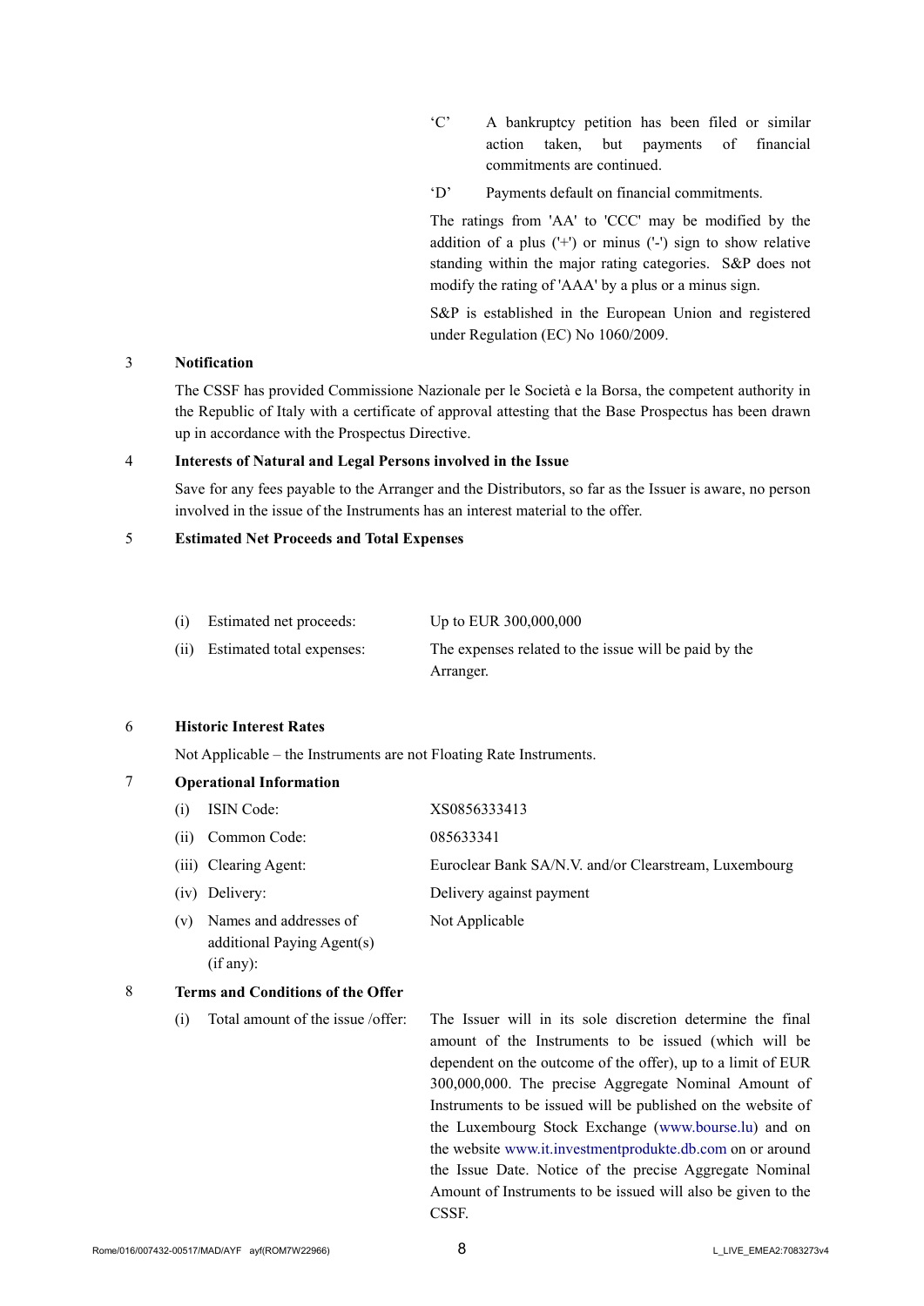| | |
|---|---|
| 'C' | A bankruptcy petition has been filed or similar action taken, but payments of financial commitments are continued. |
| 'D' | Payments default on financial commitments. |

The ratings from 'AA' to 'CCC' may be modified by the addition of a plus ('+') or minus ('-') sign to show relative standing within the major rating categories. S&P does not modify the rating of 'AAA' by a plus or a minus sign.

S&P is established in the European Union and registered under Regulation (EC) No 1060/2009.

## 3 Notification

The CSSF has provided Commissione Nazionale per le Società e la Borsa, the competent authority in the Republic of Italy with a certificate of approval attesting that the Base Prospectus has been drawn up in accordance with the Prospectus Directive.

## 4 Interests of Natural and Legal Persons involved in the Issue

Save for any fees payable to the Arranger and the Distributors, so far as the Issuer is aware, no person involved in the issue of the Instruments has an interest material to the offer.

## 5 Estimated Net Proceeds and Total Expenses

| | |
|---|---|
| (i) Estimated net proceeds: | Up to EUR 300,000,000 |
| (ii) Estimated total expenses: | The expenses related to the issue will be paid by the Arranger. |

## 6 Historic Interest Rates

Not Applicable – the Instruments are not Floating Rate Instruments.

## 7 Operational Information

| | |
|---|---|
| (i) ISIN Code: | XS0856333413 |
| (ii) Common Code: | 085633341 |
| (iii) Clearing Agent: | Euroclear Bank SA/N.V. and/or Clearstream, Luxembourg |
| (iv) Delivery: | Delivery against payment |
| (v) Names and addresses of additional Paying Agent(s) (if any): | Not Applicable |

## 8 Terms and Conditions of the Offer

| | |
|---|---|
| (i) Total amount of the issue /offer: | The Issuer will in its sole discretion determine the final amount of the Instruments to be issued (which will be dependent on the outcome of the offer), up to a limit of EUR 300,000,000. The precise Aggregate Nominal Amount of Instruments to be issued will be published on the website of the Luxembourg Stock Exchange (www.bourse.lu) and on the website www.it.investmentprodukte.db.com on or around the Issue Date. Notice of the precise Aggregate Nominal Amount of Instruments to be issued will also be given to the CSSF. |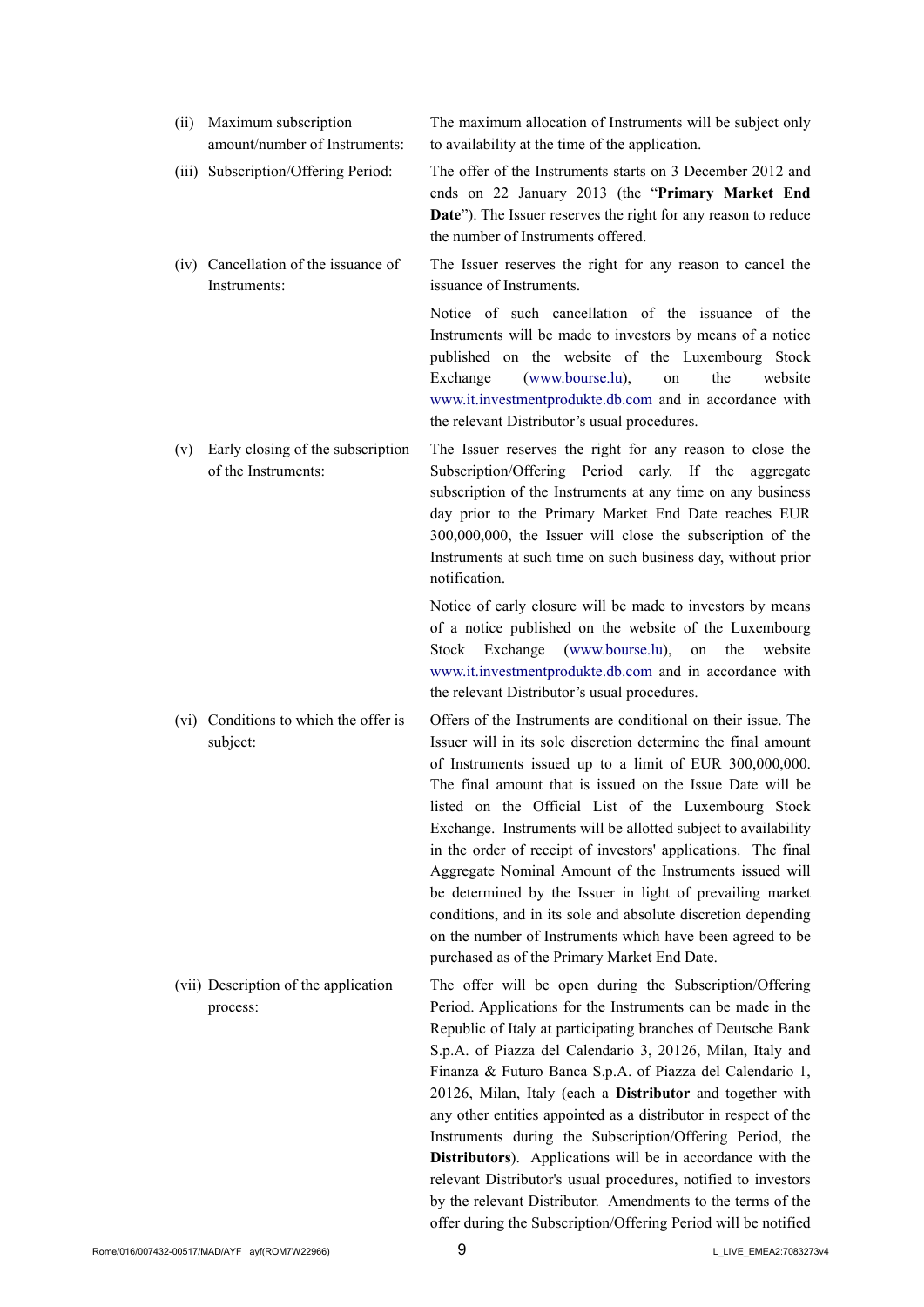| | |
|---|---|
| (ii) Maximum subscription amount/number of Instruments: | The maximum allocation of Instruments will be subject only to availability at the time of the application. |
| (iii) Subscription/Offering Period: | The offer of the Instruments starts on 3 December 2012 and ends on 22 January 2013 (the "**Primary Market End Date**"). The Issuer reserves the right for any reason to reduce the number of Instruments offered. |
| (iv) Cancellation of the issuance of Instruments: | The Issuer reserves the right for any reason to cancel the issuance of Instruments.<br><br>Notice of such cancellation of the issuance of the Instruments will be made to investors by means of a notice published on the website of the Luxembourg Stock Exchange (www.bourse.lu), on the website www.it.investmentprodukte.db.com and in accordance with the relevant Distributor's usual procedures. |
| (v) Early closing of the subscription of the Instruments: | The Issuer reserves the right for any reason to close the Subscription/Offering Period early. If the aggregate subscription of the Instruments at any time on any business day prior to the Primary Market End Date reaches EUR 300,000,000, the Issuer will close the subscription of the Instruments at such time on such business day, without prior notification.<br><br>Notice of early closure will be made to investors by means of a notice published on the website of the Luxembourg Stock Exchange (www.bourse.lu), on the website www.it.investmentprodukte.db.com and in accordance with the relevant Distributor's usual procedures. |
| (vi) Conditions to which the offer is subject: | Offers of the Instruments are conditional on their issue. The Issuer will in its sole discretion determine the final amount of Instruments issued up to a limit of EUR 300,000,000. The final amount that is issued on the Issue Date will be listed on the Official List of the Luxembourg Stock Exchange. Instruments will be allotted subject to availability in the order of receipt of investors' applications. The final Aggregate Nominal Amount of the Instruments issued will be determined by the Issuer in light of prevailing market conditions, and in its sole and absolute discretion depending on the number of Instruments which have been agreed to be purchased as of the Primary Market End Date. |
| (vii) Description of the application process: | The offer will be open during the Subscription/Offering Period. Applications for the Instruments can be made in the Republic of Italy at participating branches of Deutsche Bank S.p.A. of Piazza del Calendario 3, 20126, Milan, Italy and Finanza & Futuro Banca S.p.A. of Piazza del Calendario 1, 20126, Milan, Italy (each a **Distributor** and together with any other entities appointed as a distributor in respect of the Instruments during the Subscription/Offering Period, the **Distributors**). Applications will be in accordance with the relevant Distributor's usual procedures, notified to investors by the relevant Distributor. Amendments to the terms of the offer during the Subscription/Offering Period will be notified |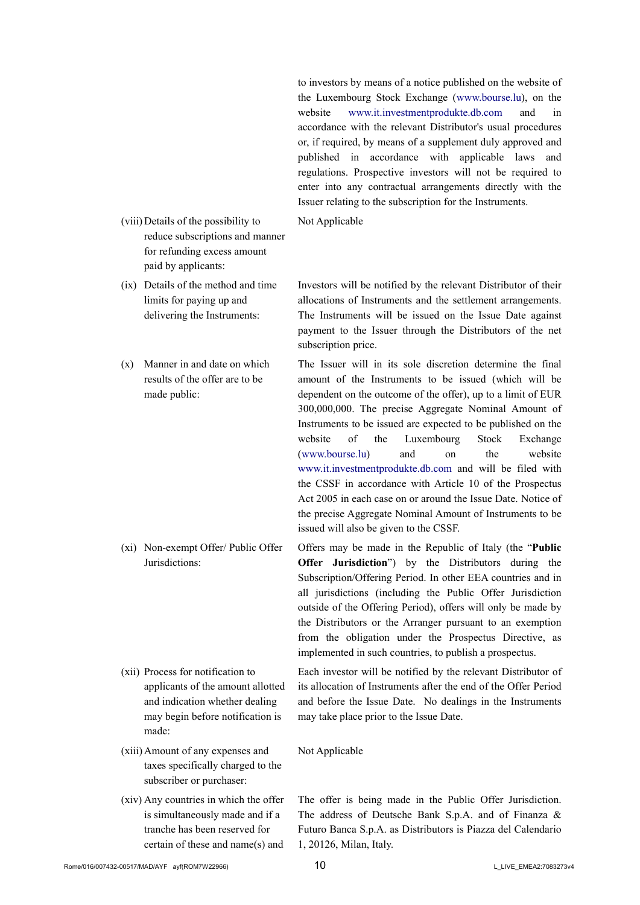|  |  |
|---|---|
|  | to investors by means of a notice published on the website of the Luxembourg Stock Exchange (www.bourse.lu), on the website www.it.investmentprodukte.db.com and in accordance with the relevant Distributor's usual procedures or, if required, by means of a supplement duly approved and published in accordance with applicable laws and regulations. Prospective investors will not be required to enter into any contractual arrangements directly with the Issuer relating to the subscription for the Instruments. |
| (viii) Details of the possibility to reduce subscriptions and manner for refunding excess amount paid by applicants: | Not Applicable |
| (ix) Details of the method and time limits for paying up and delivering the Instruments: | Investors will be notified by the relevant Distributor of their allocations of Instruments and the settlement arrangements. The Instruments will be issued on the Issue Date against payment to the Issuer through the Distributors of the net subscription price. |
| (x) Manner in and date on which results of the offer are to be made public: | The Issuer will in its sole discretion determine the final amount of the Instruments to be issued (which will be dependent on the outcome of the offer), up to a limit of EUR 300,000,000. The precise Aggregate Nominal Amount of Instruments to be issued are expected to be published on the website of the Luxembourg Stock Exchange (www.bourse.lu) and on the website www.it.investmentprodukte.db.com and will be filed with the CSSF in accordance with Article 10 of the Prospectus Act 2005 in each case on or around the Issue Date. Notice of the precise Aggregate Nominal Amount of Instruments to be issued will also be given to the CSSF. |
| (xi) Non-exempt Offer/ Public Offer Jurisdictions: | Offers may be made in the Republic of Italy (the "**Public Offer Jurisdiction**") by the Distributors during the Subscription/Offering Period. In other EEA countries and in all jurisdictions (including the Public Offer Jurisdiction outside of the Offering Period), offers will only be made by the Distributors or the Arranger pursuant to an exemption from the obligation under the Prospectus Directive, as implemented in such countries, to publish a prospectus. |
| (xii) Process for notification to applicants of the amount allotted and indication whether dealing may begin before notification is made: | Each investor will be notified by the relevant Distributor of its allocation of Instruments after the end of the Offer Period and before the Issue Date. No dealings in the Instruments may take place prior to the Issue Date. |
| (xiii) Amount of any expenses and taxes specifically charged to the subscriber or purchaser: | Not Applicable |
| (xiv) Any countries in which the offer is simultaneously made and if a tranche has been reserved for certain of these and name(s) and | The offer is being made in the Public Offer Jurisdiction. The address of Deutsche Bank S.p.A. and of Finanza & Futuro Banca S.p.A. as Distributors is Piazza del Calendario 1, 20126, Milan, Italy. |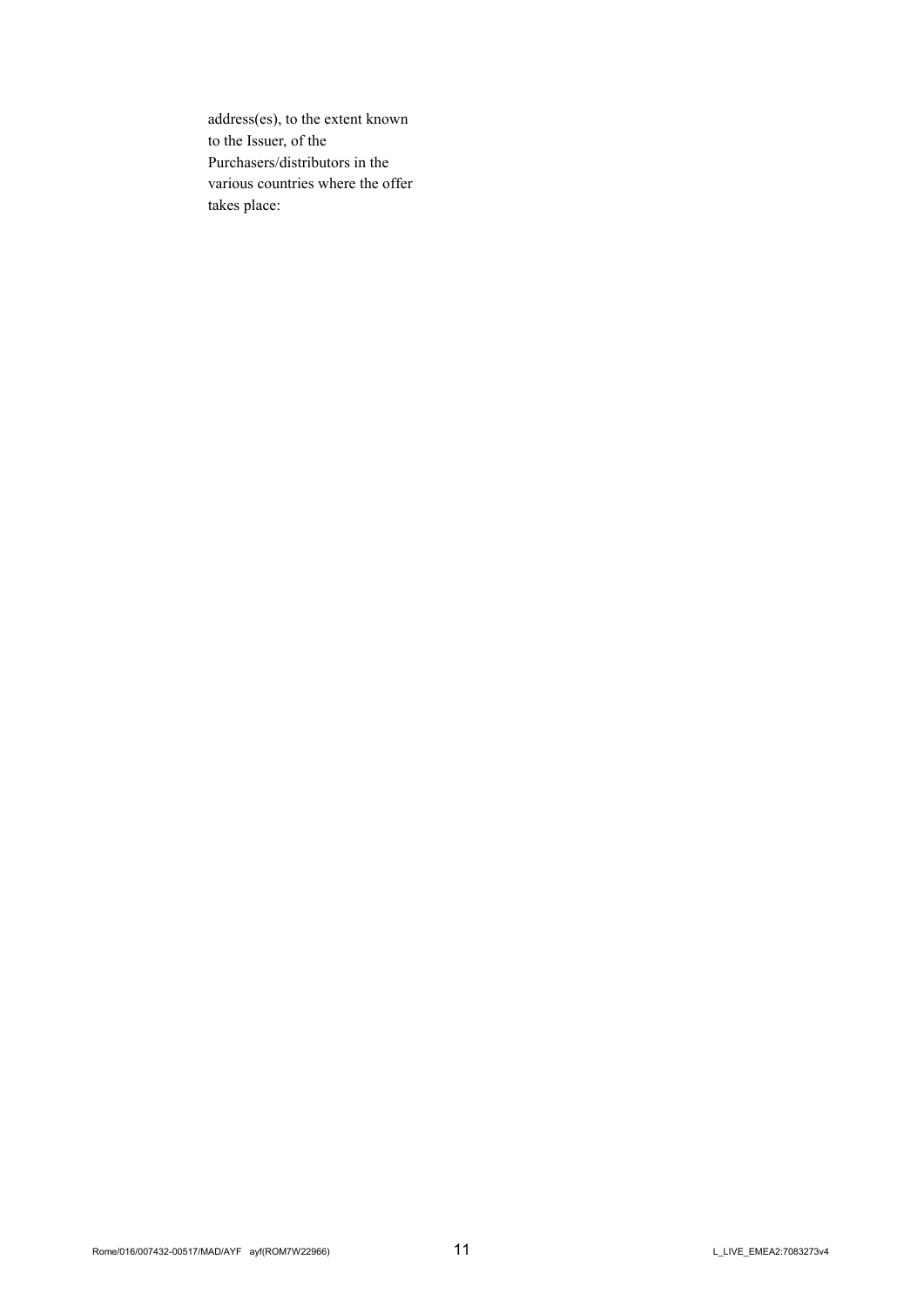address(es), to the extent known to the Issuer, of the Purchasers/distributors in the various countries where the offer takes place: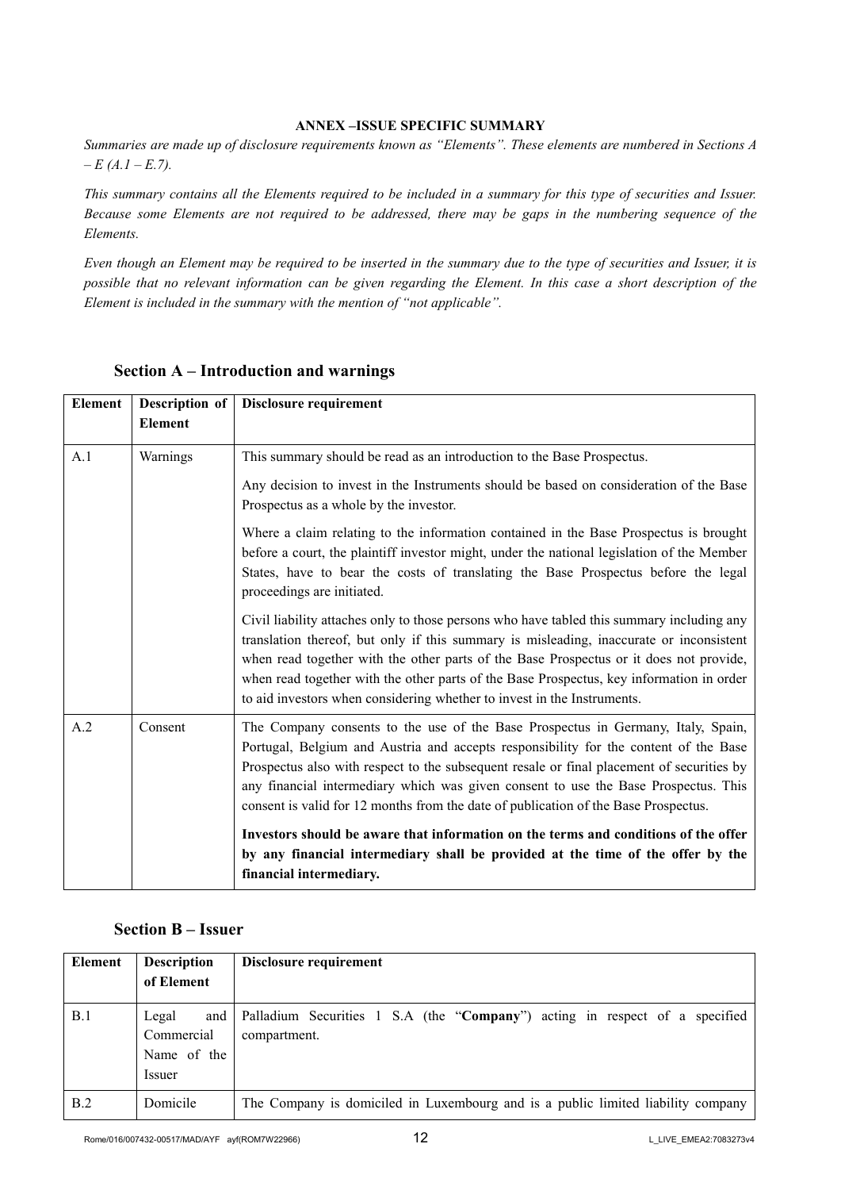**ANNEX –ISSUE SPECIFIC SUMMARY**

*Summaries are made up of disclosure requirements known as "Elements". These elements are numbered in Sections A – E (A.1 – E.7).*

*This summary contains all the Elements required to be included in a summary for this type of securities and Issuer. Because some Elements are not required to be addressed, there may be gaps in the numbering sequence of the Elements.*

*Even though an Element may be required to be inserted in the summary due to the type of securities and Issuer, it is possible that no relevant information can be given regarding the Element. In this case a short description of the Element is included in the summary with the mention of "not applicable".*

## Section A – Introduction and warnings

| Element | Description of Element | Disclosure requirement |
|---|---|---|
| A.1 | Warnings | This summary should be read as an introduction to the Base Prospectus.<br><br>Any decision to invest in the Instruments should be based on consideration of the Base Prospectus as a whole by the investor.<br><br>Where a claim relating to the information contained in the Base Prospectus is brought before a court, the plaintiff investor might, under the national legislation of the Member States, have to bear the costs of translating the Base Prospectus before the legal proceedings are initiated.<br><br>Civil liability attaches only to those persons who have tabled this summary including any translation thereof, but only if this summary is misleading, inaccurate or inconsistent when read together with the other parts of the Base Prospectus or it does not provide, when read together with the other parts of the Base Prospectus, key information in order to aid investors when considering whether to invest in the Instruments. |
| A.2 | Consent | The Company consents to the use of the Base Prospectus in Germany, Italy, Spain, Portugal, Belgium and Austria and accepts responsibility for the content of the Base Prospectus also with respect to the subsequent resale or final placement of securities by any financial intermediary which was given consent to use the Base Prospectus. This consent is valid for 12 months from the date of publication of the Base Prospectus.<br><br>**Investors should be aware that information on the terms and conditions of the offer by any financial intermediary shall be provided at the time of the offer by the financial intermediary.** |

## Section B – Issuer

| Element | Description of Element | Disclosure requirement |
|---|---|---|
| B.1 | Legal and Commercial Name of the Issuer | Palladium Securities 1 S.A (the "**Company**") acting in respect of a specified compartment. |
| B.2 | Domicile | The Company is domiciled in Luxembourg and is a public limited liability company |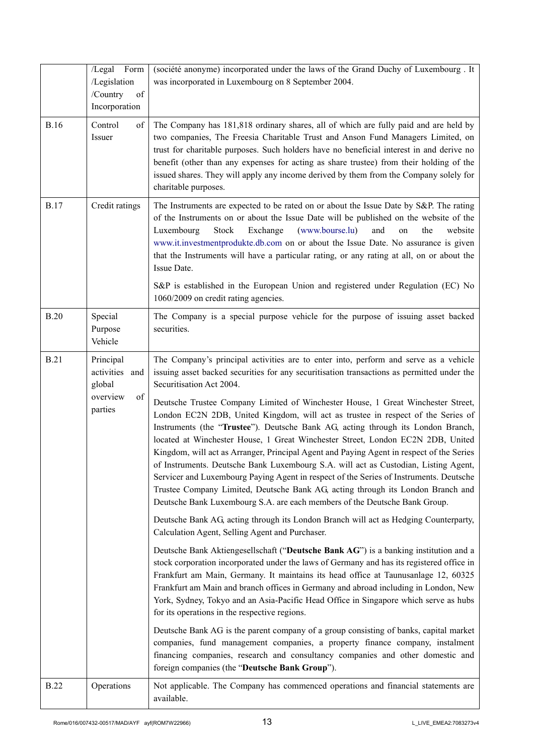| | | |
|---|---|---|
| | /Legal Form /Legislation /Country of Incorporation | (société anonyme) incorporated under the laws of the Grand Duchy of Luxembourg . It was incorporated in Luxembourg on 8 September 2004. |
| B.16 | Control of Issuer | The Company has 181,818 ordinary shares, all of which are fully paid and are held by two companies, The Freesia Charitable Trust and Anson Fund Managers Limited, on trust for charitable purposes. Such holders have no beneficial interest in and derive no benefit (other than any expenses for acting as share trustee) from their holding of the issued shares. They will apply any income derived by them from the Company solely for charitable purposes. |
| B.17 | Credit ratings | The Instruments are expected to be rated on or about the Issue Date by S&P. The rating of the Instruments on or about the Issue Date will be published on the website of the Luxembourg Stock Exchange (www.bourse.lu) and on the website www.it.investmentprodukte.db.com on or about the Issue Date. No assurance is given that the Instruments will have a particular rating, or any rating at all, on or about the Issue Date.<br><br>S&P is established in the European Union and registered under Regulation (EC) No 1060/2009 on credit rating agencies. |
| B.20 | Special Purpose Vehicle | The Company is a special purpose vehicle for the purpose of issuing asset backed securities. |
| B.21 | Principal activities and global overview of parties | The Company's principal activities are to enter into, perform and serve as a vehicle issuing asset backed securities for any securitisation transactions as permitted under the Securitisation Act 2004.<br><br>Deutsche Trustee Company Limited of Winchester House, 1 Great Winchester Street, London EC2N 2DB, United Kingdom, will act as trustee in respect of the Series of Instruments (the "**Trustee**"). Deutsche Bank AG, acting through its London Branch, located at Winchester House, 1 Great Winchester Street, London EC2N 2DB, United Kingdom, will act as Arranger, Principal Agent and Paying Agent in respect of the Series of Instruments. Deutsche Bank Luxembourg S.A. will act as Custodian, Listing Agent, Servicer and Luxembourg Paying Agent in respect of the Series of Instruments. Deutsche Trustee Company Limited, Deutsche Bank AG, acting through its London Branch and Deutsche Bank Luxembourg S.A. are each members of the Deutsche Bank Group.<br><br>Deutsche Bank AG, acting through its London Branch will act as Hedging Counterparty, Calculation Agent, Selling Agent and Purchaser.<br><br>Deutsche Bank Aktiengesellschaft ("**Deutsche Bank AG**") is a banking institution and a stock corporation incorporated under the laws of Germany and has its registered office in Frankfurt am Main, Germany. It maintains its head office at Taunusanlage 12, 60325 Frankfurt am Main and branch offices in Germany and abroad including in London, New York, Sydney, Tokyo and an Asia-Pacific Head Office in Singapore which serve as hubs for its operations in the respective regions.<br><br>Deutsche Bank AG is the parent company of a group consisting of banks, capital market companies, fund management companies, a property finance company, instalment financing companies, research and consultancy companies and other domestic and foreign companies (the "**Deutsche Bank Group**"). |
| B.22 | Operations | Not applicable. The Company has commenced operations and financial statements are available. |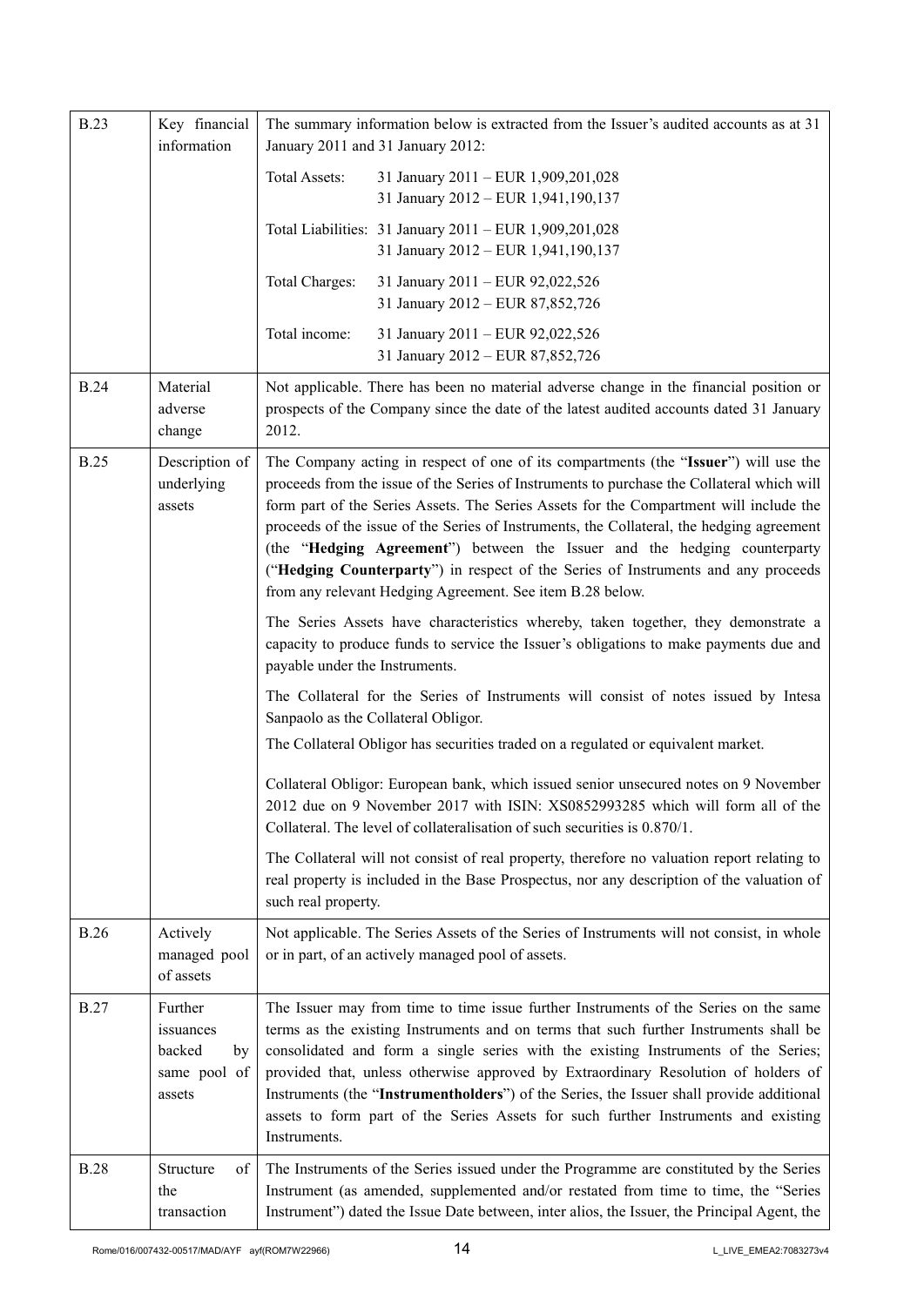| | | |
|---|---|---|
| B.23 | Key financial information | The summary information below is extracted from the Issuer's audited accounts as at 31 January 2011 and 31 January 2012:<br><br>Total Assets: 31 January 2011 – EUR 1,909,201,028<br>31 January 2012 – EUR 1,941,190,137<br><br>Total Liabilities: 31 January 2011 – EUR 1,909,201,028<br>31 January 2012 – EUR 1,941,190,137<br><br>Total Charges: 31 January 2011 – EUR 92,022,526<br>31 January 2012 – EUR 87,852,726<br><br>Total income: 31 January 2011 – EUR 92,022,526<br>31 January 2012 – EUR 87,852,726 |
| B.24 | Material adverse change | Not applicable. There has been no material adverse change in the financial position or prospects of the Company since the date of the latest audited accounts dated 31 January 2012. |
| B.25 | Description of underlying assets | The Company acting in respect of one of its compartments (the "**Issuer**") will use the proceeds from the issue of the Series of Instruments to purchase the Collateral which will form part of the Series Assets. The Series Assets for the Compartment will include the proceeds of the issue of the Series of Instruments, the Collateral, the hedging agreement (the "**Hedging Agreement**") between the Issuer and the hedging counterparty ("**Hedging Counterparty**") in respect of the Series of Instruments and any proceeds from any relevant Hedging Agreement. See item B.28 below.<br><br>The Series Assets have characteristics whereby, taken together, they demonstrate a capacity to produce funds to service the Issuer's obligations to make payments due and payable under the Instruments.<br><br>The Collateral for the Series of Instruments will consist of notes issued by Intesa Sanpaolo as the Collateral Obligor.<br><br>The Collateral Obligor has securities traded on a regulated or equivalent market.<br><br>Collateral Obligor: European bank, which issued senior unsecured notes on 9 November 2012 due on 9 November 2017 with ISIN: XS0852993285 which will form all of the Collateral. The level of collateralisation of such securities is 0.870/1.<br><br>The Collateral will not consist of real property, therefore no valuation report relating to real property is included in the Base Prospectus, nor any description of the valuation of such real property. |
| B.26 | Actively managed pool of assets | Not applicable. The Series Assets of the Series of Instruments will not consist, in whole or in part, of an actively managed pool of assets. |
| B.27 | Further issuances backed by same pool of assets | The Issuer may from time to time issue further Instruments of the Series on the same terms as the existing Instruments and on terms that such further Instruments shall be consolidated and form a single series with the existing Instruments of the Series; provided that, unless otherwise approved by Extraordinary Resolution of holders of Instruments (the "**Instrumentholders**") of the Series, the Issuer shall provide additional assets to form part of the Series Assets for such further Instruments and existing Instruments. |
| B.28 | Structure of the transaction | The Instruments of the Series issued under the Programme are constituted by the Series Instrument (as amended, supplemented and/or restated from time to time, the "Series Instrument") dated the Issue Date between, inter alios, the Issuer, the Principal Agent, the |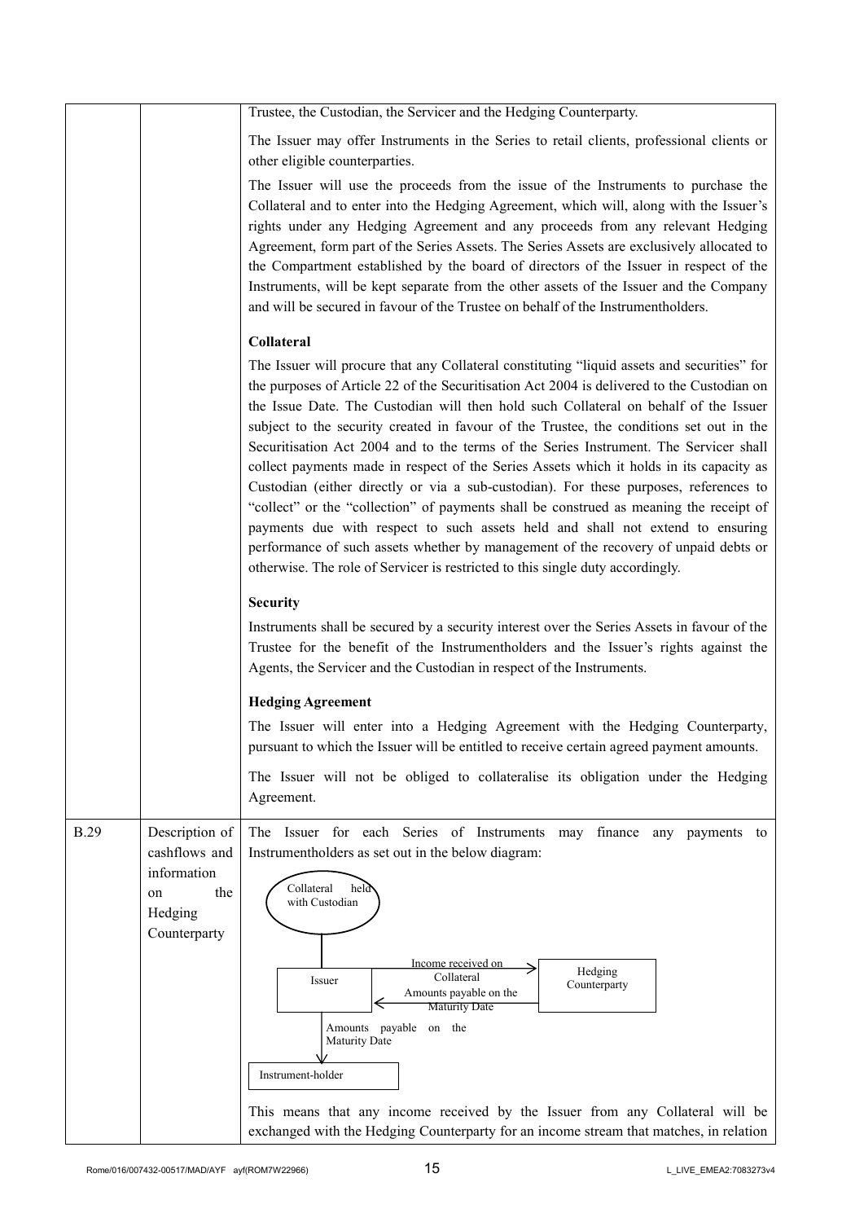| | | |
|---|---|---|
| | | Trustee, the Custodian, the Servicer and the Hedging Counterparty.<br><br>The Issuer may offer Instruments in the Series to retail clients, professional clients or other eligible counterparties.<br><br>The Issuer will use the proceeds from the issue of the Instruments to purchase the Collateral and to enter into the Hedging Agreement, which will, along with the Issuer's rights under any Hedging Agreement and any proceeds from any relevant Hedging Agreement, form part of the Series Assets. The Series Assets are exclusively allocated to the Compartment established by the board of directors of the Issuer in respect of the Instruments, will be kept separate from the other assets of the Issuer and the Company and will be secured in favour of the Trustee on behalf of the Instrumentholders.<br><br>**Collateral**<br><br>The Issuer will procure that any Collateral constituting "liquid assets and securities" for the purposes of Article 22 of the Securitisation Act 2004 is delivered to the Custodian on the Issue Date. The Custodian will then hold such Collateral on behalf of the Issuer subject to the security created in favour of the Trustee, the conditions set out in the Securitisation Act 2004 and to the terms of the Series Instrument. The Servicer shall collect payments made in respect of the Series Assets which it holds in its capacity as Custodian (either directly or via a sub-custodian). For these purposes, references to "collect" or the "collection" of payments shall be construed as meaning the receipt of payments due with respect to such assets held and shall not extend to ensuring performance of such assets whether by management of the recovery of unpaid debts or otherwise. The role of Servicer is restricted to this single duty accordingly.<br><br>**Security**<br><br>Instruments shall be secured by a security interest over the Series Assets in favour of the Trustee for the benefit of the Instrumentholders and the Issuer's rights against the Agents, the Servicer and the Custodian in respect of the Instruments.<br><br>**Hedging Agreement**<br><br>The Issuer will enter into a Hedging Agreement with the Hedging Counterparty, pursuant to which the Issuer will be entitled to receive certain agreed payment amounts.<br><br>The Issuer will not be obliged to collateralise its obligation under the Hedging Agreement. |
| B.29 | Description of cashflows and information on the Hedging Counterparty | The Issuer for each Series of Instruments may finance any payments to Instrumentholders as set out in the below diagram:<br><br>Collateral held with Custodian → Issuer<br>Issuer → Hedging Counterparty: Income received on Collateral<br>Hedging Counterparty → Issuer: Amounts payable on the Maturity Date<br>Issuer → Instrument-holder: Amounts payable on the Maturity Date<br><br>This means that any income received by the Issuer from any Collateral will be exchanged with the Hedging Counterparty for an income stream that matches, in relation |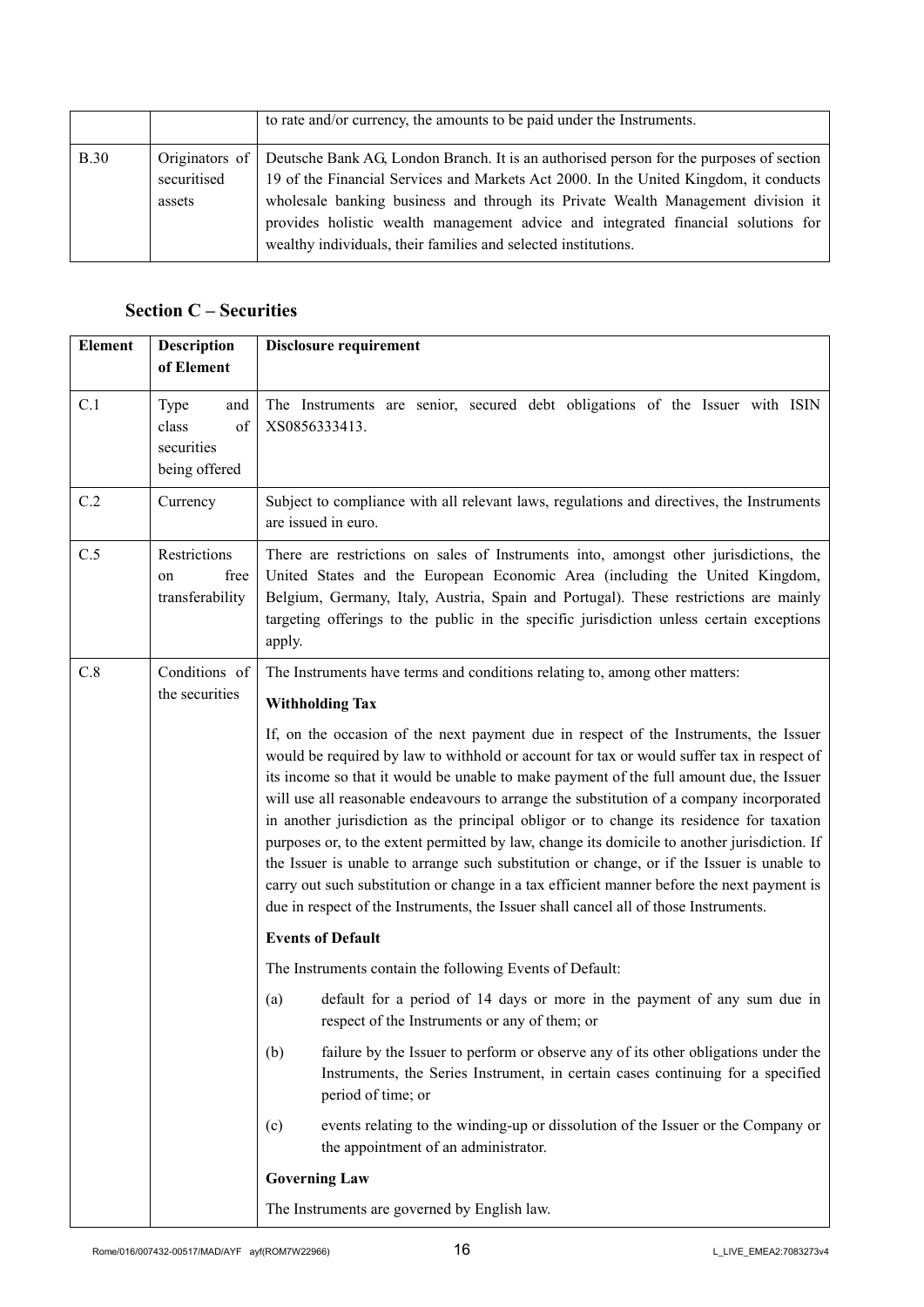| | | to rate and/or currency, the amounts to be paid under the Instruments. |
|---|---|---|
| B.30 | Originators of securitised assets | Deutsche Bank AG, London Branch. It is an authorised person for the purposes of section 19 of the Financial Services and Markets Act 2000. In the United Kingdom, it conducts wholesale banking business and through its Private Wealth Management division it provides holistic wealth management advice and integrated financial solutions for wealthy individuals, their families and selected institutions. |

## Section C – Securities

| Element | Description of Element | Disclosure requirement |
|---|---|---|
| C.1 | Type and class of securities being offered | The Instruments are senior, secured debt obligations of the Issuer with ISIN XS0856333413. |
| C.2 | Currency | Subject to compliance with all relevant laws, regulations and directives, the Instruments are issued in euro. |
| C.5 | Restrictions on free transferability | There are restrictions on sales of Instruments into, amongst other jurisdictions, the United States and the European Economic Area (including the United Kingdom, Belgium, Germany, Italy, Austria, Spain and Portugal). These restrictions are mainly targeting offerings to the public in the specific jurisdiction unless certain exceptions apply. |
| C.8 | Conditions of the securities | The Instruments have terms and conditions relating to, among other matters:<br><br>**Withholding Tax**<br><br>If, on the occasion of the next payment due in respect of the Instruments, the Issuer would be required by law to withhold or account for tax or would suffer tax in respect of its income so that it would be unable to make payment of the full amount due, the Issuer will use all reasonable endeavours to arrange the substitution of a company incorporated in another jurisdiction as the principal obligor or to change its residence for taxation purposes or, to the extent permitted by law, change its domicile to another jurisdiction. If the Issuer is unable to arrange such substitution or change, or if the Issuer is unable to carry out such substitution or change in a tax efficient manner before the next payment is due in respect of the Instruments, the Issuer shall cancel all of those Instruments.<br><br>**Events of Default**<br><br>The Instruments contain the following Events of Default:<br><br>(a) default for a period of 14 days or more in the payment of any sum due in respect of the Instruments or any of them; or<br><br>(b) failure by the Issuer to perform or observe any of its other obligations under the Instruments, the Series Instrument, in certain cases continuing for a specified period of time; or<br><br>(c) events relating to the winding-up or dissolution of the Issuer or the Company or the appointment of an administrator.<br><br>**Governing Law**<br><br>The Instruments are governed by English law. |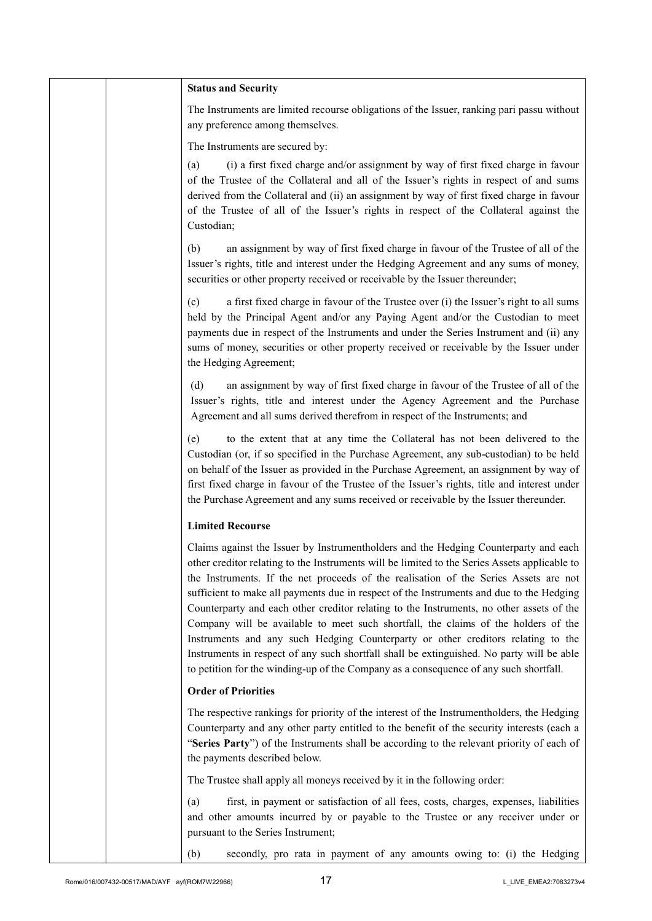**Status and Security**

The Instruments are limited recourse obligations of the Issuer, ranking pari passu without any preference among themselves.

The Instruments are secured by:

(a) (i) a first fixed charge and/or assignment by way of first fixed charge in favour of the Trustee of the Collateral and all of the Issuer's rights in respect of and sums derived from the Collateral and (ii) an assignment by way of first fixed charge in favour of the Trustee of all of the Issuer's rights in respect of the Collateral against the Custodian;

(b) an assignment by way of first fixed charge in favour of the Trustee of all of the Issuer's rights, title and interest under the Hedging Agreement and any sums of money, securities or other property received or receivable by the Issuer thereunder;

(c) a first fixed charge in favour of the Trustee over (i) the Issuer's right to all sums held by the Principal Agent and/or any Paying Agent and/or the Custodian to meet payments due in respect of the Instruments and under the Series Instrument and (ii) any sums of money, securities or other property received or receivable by the Issuer under the Hedging Agreement;

(d) an assignment by way of first fixed charge in favour of the Trustee of all of the Issuer's rights, title and interest under the Agency Agreement and the Purchase Agreement and all sums derived therefrom in respect of the Instruments; and

(e) to the extent that at any time the Collateral has not been delivered to the Custodian (or, if so specified in the Purchase Agreement, any sub-custodian) to be held on behalf of the Issuer as provided in the Purchase Agreement, an assignment by way of first fixed charge in favour of the Trustee of the Issuer's rights, title and interest under the Purchase Agreement and any sums received or receivable by the Issuer thereunder.

**Limited Recourse**

Claims against the Issuer by Instrumentholders and the Hedging Counterparty and each other creditor relating to the Instruments will be limited to the Series Assets applicable to the Instruments. If the net proceeds of the realisation of the Series Assets are not sufficient to make all payments due in respect of the Instruments and due to the Hedging Counterparty and each other creditor relating to the Instruments, no other assets of the Company will be available to meet such shortfall, the claims of the holders of the Instruments and any such Hedging Counterparty or other creditors relating to the Instruments in respect of any such shortfall shall be extinguished. No party will be able to petition for the winding-up of the Company as a consequence of any such shortfall.

**Order of Priorities**

The respective rankings for priority of the interest of the Instrumentholders, the Hedging Counterparty and any other party entitled to the benefit of the security interests (each a "**Series Party**") of the Instruments shall be according to the relevant priority of each of the payments described below.

The Trustee shall apply all moneys received by it in the following order:

(a) first, in payment or satisfaction of all fees, costs, charges, expenses, liabilities and other amounts incurred by or payable to the Trustee or any receiver under or pursuant to the Series Instrument;

(b) secondly, pro rata in payment of any amounts owing to: (i) the Hedging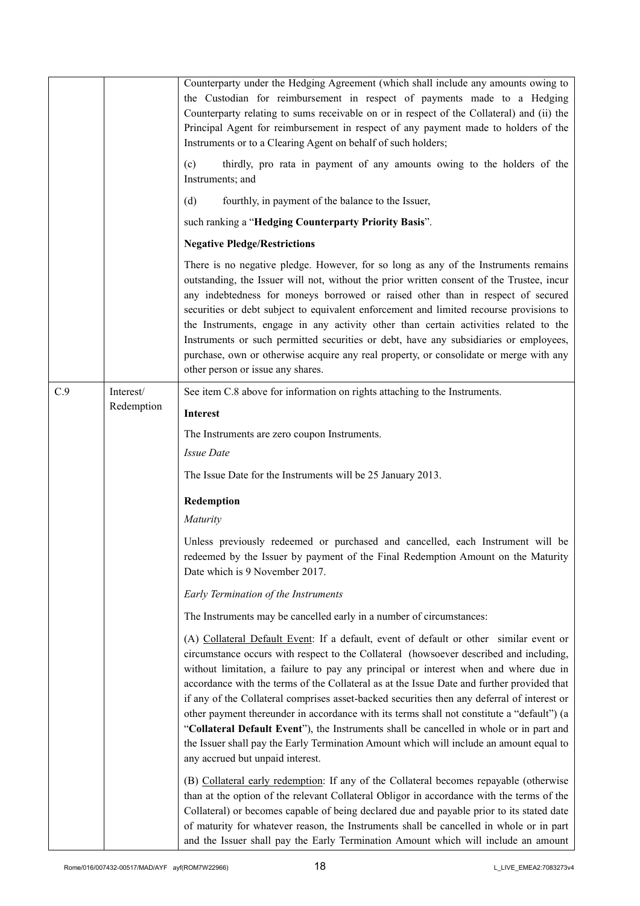| | | |
|---|---|---|
| | | Counterparty under the Hedging Agreement (which shall include any amounts owing to the Custodian for reimbursement in respect of payments made to a Hedging Counterparty relating to sums receivable on or in respect of the Collateral) and (ii) the Principal Agent for reimbursement in respect of any payment made to holders of the Instruments or to a Clearing Agent on behalf of such holders;<br><br>(c) thirdly, pro rata in payment of any amounts owing to the holders of the Instruments; and<br><br>(d) fourthly, in payment of the balance to the Issuer,<br><br>such ranking a "**Hedging Counterparty Priority Basis**".<br><br>**Negative Pledge/Restrictions**<br><br>There is no negative pledge. However, for so long as any of the Instruments remains outstanding, the Issuer will not, without the prior written consent of the Trustee, incur any indebtedness for moneys borrowed or raised other than in respect of secured securities or debt subject to equivalent enforcement and limited recourse provisions to the Instruments, engage in any activity other than certain activities related to the Instruments or such permitted securities or debt, have any subsidiaries or employees, purchase, own or otherwise acquire any real property, or consolidate or merge with any other person or issue any shares. |
| C.9 | Interest/ Redemption | See item C.8 above for information on rights attaching to the Instruments.<br><br>**Interest**<br><br>The Instruments are zero coupon Instruments.<br><br>*Issue Date*<br><br>The Issue Date for the Instruments will be 25 January 2013.<br><br>**Redemption**<br><br>*Maturity*<br><br>Unless previously redeemed or purchased and cancelled, each Instrument will be redeemed by the Issuer by payment of the Final Redemption Amount on the Maturity Date which is 9 November 2017.<br><br>*Early Termination of the Instruments*<br><br>The Instruments may be cancelled early in a number of circumstances:<br><br>(A) <u>Collateral Default Event</u>: If a default, event of default or other similar event or circumstance occurs with respect to the Collateral (howsoever described and including, without limitation, a failure to pay any principal or interest when and where due in accordance with the terms of the Collateral as at the Issue Date and further provided that if any of the Collateral comprises asset-backed securities then any deferral of interest or other payment thereunder in accordance with its terms shall not constitute a "default") (a "**Collateral Default Event**"), the Instruments shall be cancelled in whole or in part and the Issuer shall pay the Early Termination Amount which will include an amount equal to any accrued but unpaid interest.<br><br>(B) <u>Collateral early redemption</u>: If any of the Collateral becomes repayable (otherwise than at the option of the relevant Collateral Obligor in accordance with the terms of the Collateral) or becomes capable of being declared due and payable prior to its stated date of maturity for whatever reason, the Instruments shall be cancelled in whole or in part and the Issuer shall pay the Early Termination Amount which will include an amount |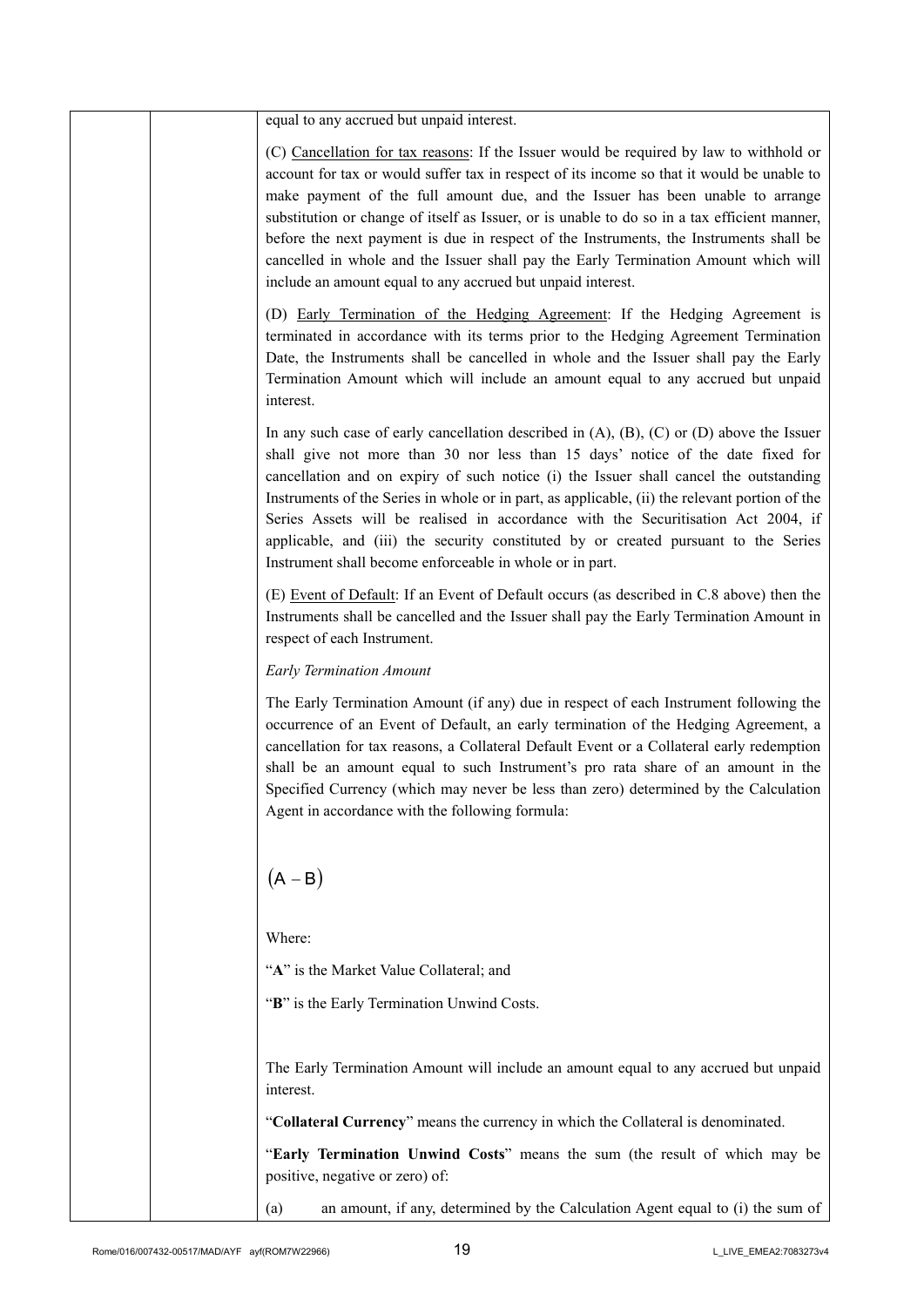equal to any accrued but unpaid interest.

(C) Cancellation for tax reasons: If the Issuer would be required by law to withhold or account for tax or would suffer tax in respect of its income so that it would be unable to make payment of the full amount due, and the Issuer has been unable to arrange substitution or change of itself as Issuer, or is unable to do so in a tax efficient manner, before the next payment is due in respect of the Instruments, the Instruments shall be cancelled in whole and the Issuer shall pay the Early Termination Amount which will include an amount equal to any accrued but unpaid interest.

(D) Early Termination of the Hedging Agreement: If the Hedging Agreement is terminated in accordance with its terms prior to the Hedging Agreement Termination Date, the Instruments shall be cancelled in whole and the Issuer shall pay the Early Termination Amount which will include an amount equal to any accrued but unpaid interest.

In any such case of early cancellation described in (A), (B), (C) or (D) above the Issuer shall give not more than 30 nor less than 15 days' notice of the date fixed for cancellation and on expiry of such notice (i) the Issuer shall cancel the outstanding Instruments of the Series in whole or in part, as applicable, (ii) the relevant portion of the Series Assets will be realised in accordance with the Securitisation Act 2004, if applicable, and (iii) the security constituted by or created pursuant to the Series Instrument shall become enforceable in whole or in part.

(E) Event of Default: If an Event of Default occurs (as described in C.8 above) then the Instruments shall be cancelled and the Issuer shall pay the Early Termination Amount in respect of each Instrument.

*Early Termination Amount*

The Early Termination Amount (if any) due in respect of each Instrument following the occurrence of an Event of Default, an early termination of the Hedging Agreement, a cancellation for tax reasons, a Collateral Default Event or a Collateral early redemption shall be an amount equal to such Instrument's pro rata share of an amount in the Specified Currency (which may never be less than zero) determined by the Calculation Agent in accordance with the following formula:

$$(A - B)$$

Where:

"**A**" is the Market Value Collateral; and

"**B**" is the Early Termination Unwind Costs.

The Early Termination Amount will include an amount equal to any accrued but unpaid interest.

"**Collateral Currency**" means the currency in which the Collateral is denominated.

"**Early Termination Unwind Costs**" means the sum (the result of which may be positive, negative or zero) of:

(a) an amount, if any, determined by the Calculation Agent equal to (i) the sum of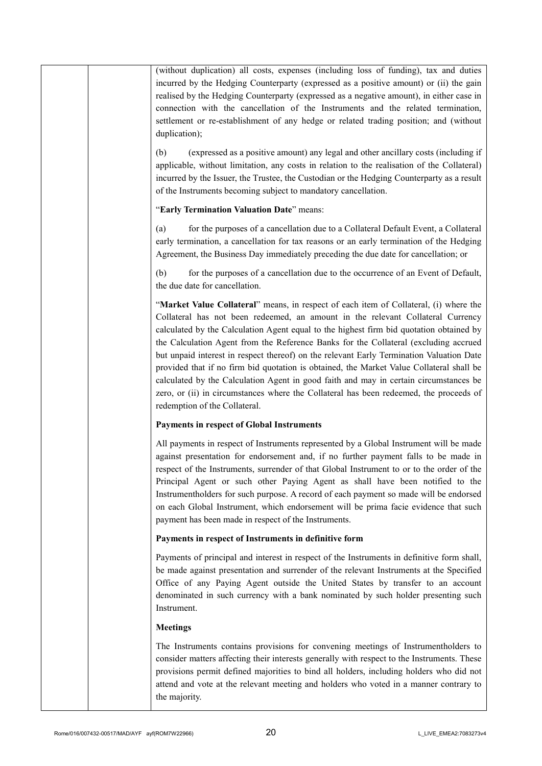(without duplication) all costs, expenses (including loss of funding), tax and duties incurred by the Hedging Counterparty (expressed as a positive amount) or (ii) the gain realised by the Hedging Counterparty (expressed as a negative amount), in either case in connection with the cancellation of the Instruments and the related termination, settlement or re-establishment of any hedge or related trading position; and (without duplication);

(b) (expressed as a positive amount) any legal and other ancillary costs (including if applicable, without limitation, any costs in relation to the realisation of the Collateral) incurred by the Issuer, the Trustee, the Custodian or the Hedging Counterparty as a result of the Instruments becoming subject to mandatory cancellation.

"**Early Termination Valuation Date**" means:

(a) for the purposes of a cancellation due to a Collateral Default Event, a Collateral early termination, a cancellation for tax reasons or an early termination of the Hedging Agreement, the Business Day immediately preceding the due date for cancellation; or

(b) for the purposes of a cancellation due to the occurrence of an Event of Default, the due date for cancellation.

"**Market Value Collateral**" means, in respect of each item of Collateral, (i) where the Collateral has not been redeemed, an amount in the relevant Collateral Currency calculated by the Calculation Agent equal to the highest firm bid quotation obtained by the Calculation Agent from the Reference Banks for the Collateral (excluding accrued but unpaid interest in respect thereof) on the relevant Early Termination Valuation Date provided that if no firm bid quotation is obtained, the Market Value Collateral shall be calculated by the Calculation Agent in good faith and may in certain circumstances be zero, or (ii) in circumstances where the Collateral has been redeemed, the proceeds of redemption of the Collateral.

**Payments in respect of Global Instruments**

All payments in respect of Instruments represented by a Global Instrument will be made against presentation for endorsement and, if no further payment falls to be made in respect of the Instruments, surrender of that Global Instrument to or to the order of the Principal Agent or such other Paying Agent as shall have been notified to the Instrumentholders for such purpose. A record of each payment so made will be endorsed on each Global Instrument, which endorsement will be prima facie evidence that such payment has been made in respect of the Instruments.

**Payments in respect of Instruments in definitive form**

Payments of principal and interest in respect of the Instruments in definitive form shall, be made against presentation and surrender of the relevant Instruments at the Specified Office of any Paying Agent outside the United States by transfer to an account denominated in such currency with a bank nominated by such holder presenting such Instrument.

**Meetings**

The Instruments contains provisions for convening meetings of Instrumentholders to consider matters affecting their interests generally with respect to the Instruments. These provisions permit defined majorities to bind all holders, including holders who did not attend and vote at the relevant meeting and holders who voted in a manner contrary to the majority.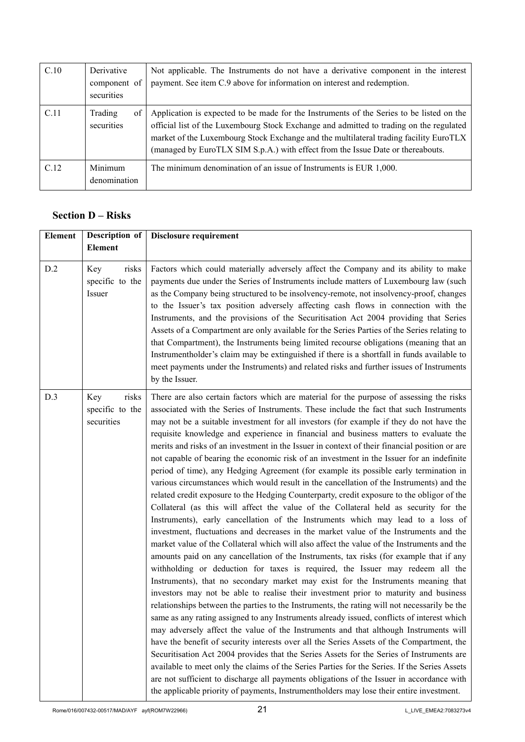| C.10 | Derivative component of securities | Not applicable. The Instruments do not have a derivative component in the interest payment. See item C.9 above for information on interest and redemption. |
|---|---|---|
| C.11 | Trading of securities | Application is expected to be made for the Instruments of the Series to be listed on the official list of the Luxembourg Stock Exchange and admitted to trading on the regulated market of the Luxembourg Stock Exchange and the multilateral trading facility EuroTLX (managed by EuroTLX SIM S.p.A.) with effect from the Issue Date or thereabouts. |
| C.12 | Minimum denomination | The minimum denomination of an issue of Instruments is EUR 1,000. |

## Section D – Risks

| Element | Description of Element | Disclosure requirement |
|---|---|---|
| D.2 | Key risks specific to the Issuer | Factors which could materially adversely affect the Company and its ability to make payments due under the Series of Instruments include matters of Luxembourg law (such as the Company being structured to be insolvency-remote, not insolvency-proof, changes to the Issuer's tax position adversely affecting cash flows in connection with the Instruments, and the provisions of the Securitisation Act 2004 providing that Series Assets of a Compartment are only available for the Series Parties of the Series relating to that Compartment), the Instruments being limited recourse obligations (meaning that an Instrumentholder's claim may be extinguished if there is a shortfall in funds available to meet payments under the Instruments) and related risks and further issues of Instruments by the Issuer. |
| D.3 | Key risks specific to the securities | There are also certain factors which are material for the purpose of assessing the risks associated with the Series of Instruments. These include the fact that such Instruments may not be a suitable investment for all investors (for example if they do not have the requisite knowledge and experience in financial and business matters to evaluate the merits and risks of an investment in the Issuer in context of their financial position or are not capable of bearing the economic risk of an investment in the Issuer for an indefinite period of time), any Hedging Agreement (for example its possible early termination in various circumstances which would result in the cancellation of the Instruments) and the related credit exposure to the Hedging Counterparty, credit exposure to the obligor of the Collateral (as this will affect the value of the Collateral held as security for the Instruments), early cancellation of the Instruments which may lead to a loss of investment, fluctuations and decreases in the market value of the Instruments and the market value of the Collateral which will also affect the value of the Instruments and the amounts paid on any cancellation of the Instruments, tax risks (for example that if any withholding or deduction for taxes is required, the Issuer may redeem all the Instruments), that no secondary market may exist for the Instruments meaning that investors may not be able to realise their investment prior to maturity and business relationships between the parties to the Instruments, the rating will not necessarily be the same as any rating assigned to any Instruments already issued, conflicts of interest which may adversely affect the value of the Instruments and that although Instruments will have the benefit of security interests over all the Series Assets of the Compartment, the Securitisation Act 2004 provides that the Series Assets for the Series of Instruments are available to meet only the claims of the Series Parties for the Series. If the Series Assets are not sufficient to discharge all payments obligations of the Issuer in accordance with the applicable priority of payments, Instrumentholders may lose their entire investment. |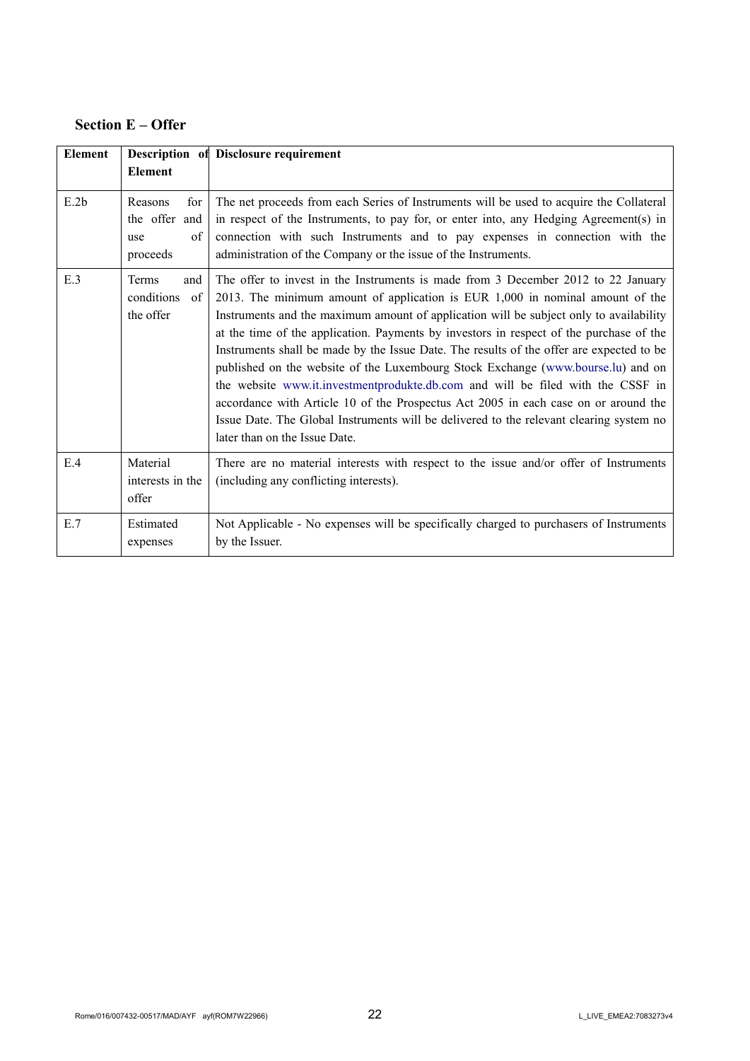## Section E – Offer

| Element | Description of Element | Disclosure requirement |
|---|---|---|
| E.2b | Reasons for the offer and use of proceeds | The net proceeds from each Series of Instruments will be used to acquire the Collateral in respect of the Instruments, to pay for, or enter into, any Hedging Agreement(s) in connection with such Instruments and to pay expenses in connection with the administration of the Company or the issue of the Instruments. |
| E.3 | Terms and conditions of the offer | The offer to invest in the Instruments is made from 3 December 2012 to 22 January 2013. The minimum amount of application is EUR 1,000 in nominal amount of the Instruments and the maximum amount of application will be subject only to availability at the time of the application. Payments by investors in respect of the purchase of the Instruments shall be made by the Issue Date. The results of the offer are expected to be published on the website of the Luxembourg Stock Exchange (www.bourse.lu) and on the website www.it.investmentprodukte.db.com and will be filed with the CSSF in accordance with Article 10 of the Prospectus Act 2005 in each case on or around the Issue Date. The Global Instruments will be delivered to the relevant clearing system no later than on the Issue Date. |
| E.4 | Material interests in the offer | There are no material interests with respect to the issue and/or offer of Instruments (including any conflicting interests). |
| E.7 | Estimated expenses | Not Applicable - No expenses will be specifically charged to purchasers of Instruments by the Issuer. |